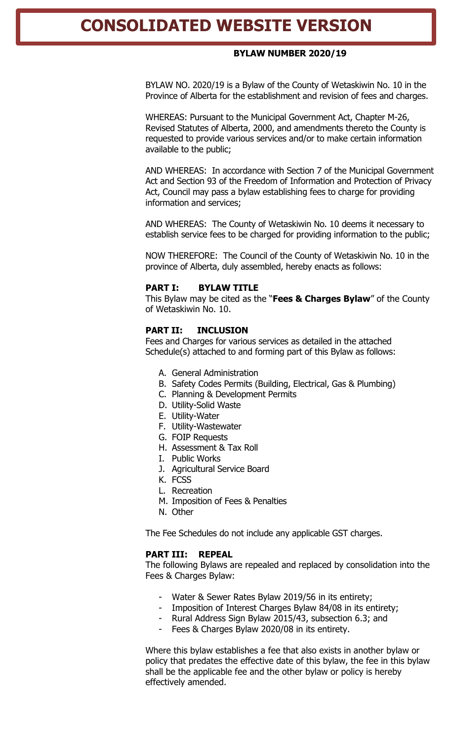# CONSOLIDATED WEBSITE VERSION

**BYLAW NUMBER 2020/19**

BYLAW NO. 2020/19 is a Bylaw of the County of Wetaskiwin No. 10 in the Province of Alberta for the establishment and revision of fees and charges.

WHEREAS: Pursuant to the Municipal Government Act, Chapter M-26, Revised Statutes of Alberta, 2000, and amendments thereto the County is requested to provide various services and/or to make certain information available to the public;

AND WHEREAS: In accordance with Section 7 of the Municipal Government Act and Section 93 of the Freedom of Information and Protection of Privacy Act, Council may pass a bylaw establishing fees to charge for providing information and services;

AND WHEREAS: The County of Wetaskiwin No. 10 deems it necessary to establish service fees to be charged for providing information to the public;

NOW THEREFORE: The Council of the County of Wetaskiwin No. 10 in the province of Alberta, duly assembled, hereby enacts as follows:

**PART I: BYLAW TITLE**

This Bylaw may be cited as the "**Fees & Charges Bylaw**" of the County of Wetaskiwin No. 10.

**PART II: INCLUSION**

Fees and Charges for various services as detailed in the attached Schedule(s) attached to and forming part of this Bylaw as follows:

A. General Administration
B. Safety Codes Permits (Building, Electrical, Gas & Plumbing)
C. Planning & Development Permits
D. Utility-Solid Waste
E. Utility-Water
F. Utility-Wastewater
G. FOIP Requests
H. Assessment & Tax Roll
I. Public Works
J. Agricultural Service Board
K. FCSS
L. Recreation
M. Imposition of Fees & Penalties
N. Other

The Fee Schedules do not include any applicable GST charges.

**PART III: REPEAL**

The following Bylaws are repealed and replaced by consolidation into the Fees & Charges Bylaw:

- Water & Sewer Rates Bylaw 2019/56 in its entirety;
- Imposition of Interest Charges Bylaw 84/08 in its entirety;
- Rural Address Sign Bylaw 2015/43, subsection 6.3; and
- Fees & Charges Bylaw 2020/08 in its entirety.

Where this bylaw establishes a fee that also exists in another bylaw or policy that predates the effective date of this bylaw, the fee in this bylaw shall be the applicable fee and the other bylaw or policy is hereby effectively amended.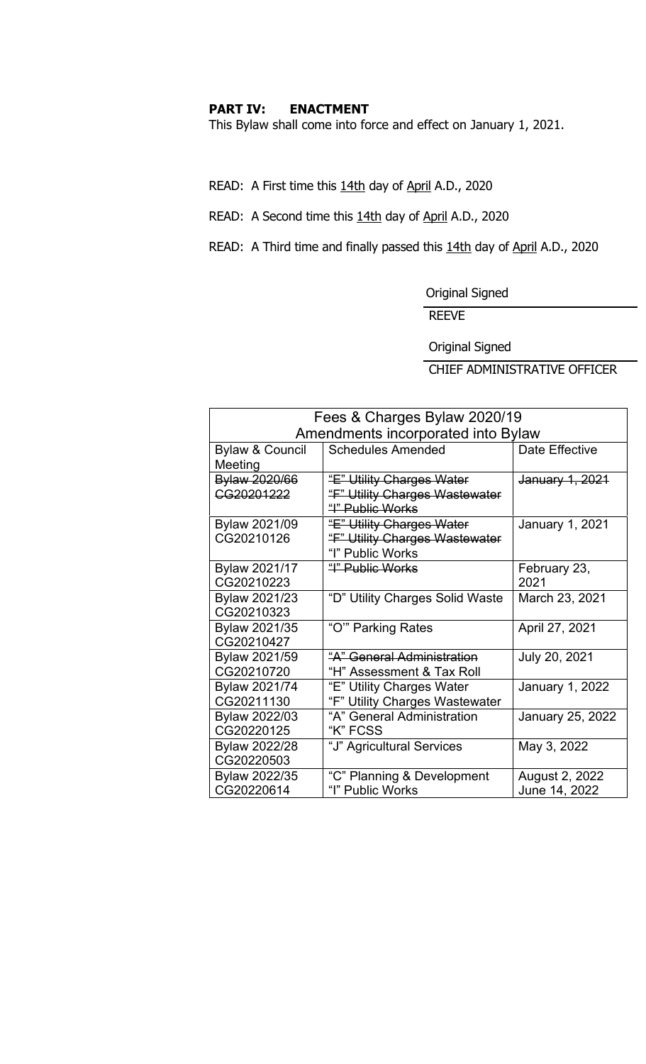**PART IV: ENACTMENT**

This Bylaw shall come into force and effect on January 1, 2021.

READ: A First time this 14th day of April A.D., 2020

READ: A Second time this 14th day of April A.D., 2020

READ: A Third time and finally passed this 14th day of April A.D., 2020

Original Signed

REEVE

Original Signed

CHIEF ADMINISTRATIVE OFFICER

| Fees & Charges Bylaw 2020/19<br>Amendments incorporated into Bylaw | | |
|---|---|---|
| Bylaw & Council Meeting | Schedules Amended | Date Effective |
| ~~Bylaw 2020/66~~<br>~~CG20201222~~ | ~~"E" Utility Charges Water~~<br>~~"F" Utility Charges Wastewater~~<br>~~"I" Public Works~~ | ~~January 1, 2021~~ |
| Bylaw 2021/09<br>CG20210126 | ~~"E" Utility Charges Water~~<br>~~"F" Utility Charges Wastewater~~<br>"I" Public Works | January 1, 2021 |
| Bylaw 2021/17<br>CG20210223 | ~~"I" Public Works~~ | February 23, 2021 |
| Bylaw 2021/23<br>CG20210323 | "D" Utility Charges Solid Waste | March 23, 2021 |
| Bylaw 2021/35<br>CG20210427 | "O'" Parking Rates | April 27, 2021 |
| Bylaw 2021/59<br>CG20210720 | ~~"A" General Administration~~<br>"H" Assessment & Tax Roll | July 20, 2021 |
| Bylaw 2021/74<br>CG20211130 | "E" Utility Charges Water<br>"F" Utility Charges Wastewater | January 1, 2022 |
| Bylaw 2022/03<br>CG20220125 | "A" General Administration<br>"K" FCSS | January 25, 2022 |
| Bylaw 2022/28<br>CG20220503 | "J" Agricultural Services | May 3, 2022 |
| Bylaw 2022/35<br>CG20220614 | "C" Planning & Development<br>"I" Public Works | August 2, 2022<br>June 14, 2022 |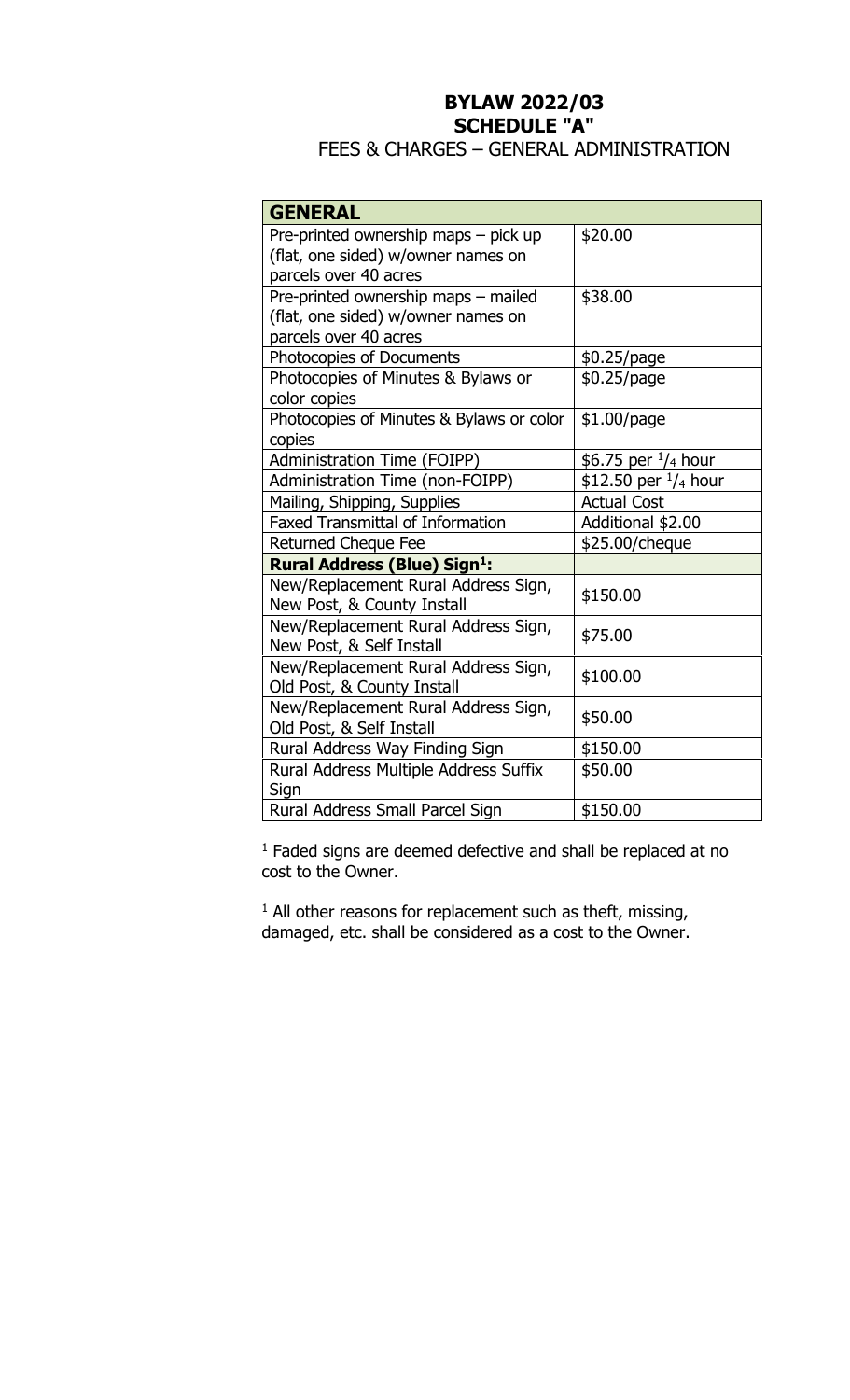# BYLAW 2022/03
## SCHEDULE "A"
### FEES & CHARGES – GENERAL ADMINISTRATION

| **GENERAL** | |
|---|---|
| Pre-printed ownership maps – pick up (flat, one sided) w/owner names on parcels over 40 acres | $20.00 |
| Pre-printed ownership maps – mailed (flat, one sided) w/owner names on parcels over 40 acres | $38.00 |
| Photocopies of Documents | $0.25/page |
| Photocopies of Minutes & Bylaws or color copies | $0.25/page |
| Photocopies of Minutes & Bylaws or color copies | $1.00/page |
| Administration Time (FOIPP) | $6.75 per ¼ hour |
| Administration Time (non-FOIPP) | $12.50 per ¼ hour |
| Mailing, Shipping, Supplies | Actual Cost |
| Faxed Transmittal of Information | Additional $2.00 |
| Returned Cheque Fee | $25.00/cheque |
| **Rural Address (Blue) Sign[1]:** | |
| New/Replacement Rural Address Sign, New Post, & County Install | $150.00 |
| New/Replacement Rural Address Sign, New Post, & Self Install | $75.00 |
| New/Replacement Rural Address Sign, Old Post, & County Install | $100.00 |
| New/Replacement Rural Address Sign, Old Post, & Self Install | $50.00 |
| Rural Address Way Finding Sign | $150.00 |
| Rural Address Multiple Address Suffix Sign | $50.00 |
| Rural Address Small Parcel Sign | $150.00 |

[1] Faded signs are deemed defective and shall be replaced at no cost to the Owner.

[1] All other reasons for replacement such as theft, missing, damaged, etc. shall be considered as a cost to the Owner.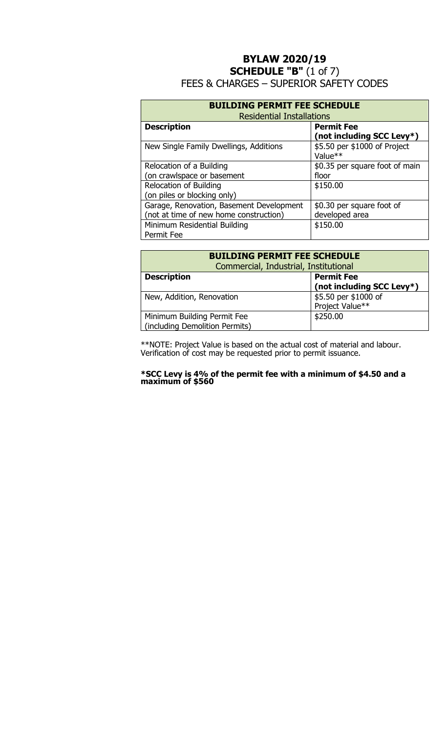# BYLAW 2020/19

## SCHEDULE "B" (1 of 7)

## FEES & CHARGES – SUPERIOR SAFETY CODES

| **BUILDING PERMIT FEE SCHEDULE**<br>Residential Installations | |
|---|---|
| **Description** | **Permit Fee (not including SCC Levy*)** |
| New Single Family Dwellings, Additions | $5.50 per $1000 of Project Value** |
| Relocation of a Building (on crawlspace or basement | $0.35 per square foot of main floor |
| Relocation of Building (on piles or blocking only) | $150.00 |
| Garage, Renovation, Basement Development (not at time of new home construction) | $0.30 per square foot of developed area |
| Minimum Residential Building Permit Fee | $150.00 |

| **BUILDING PERMIT FEE SCHEDULE**<br>Commercial, Industrial, Institutional | |
|---|---|
| **Description** | **Permit Fee (not including SCC Levy*)** |
| New, Addition, Renovation | $5.50 per $1000 of Project Value** |
| Minimum Building Permit Fee (including Demolition Permits) | $250.00 |

**NOTE: Project Value is based on the actual cost of material and labour. Verification of cost may be requested prior to permit issuance.

***SCC Levy is 4% of the permit fee with a minimum of $4.50 and a maximum of $560**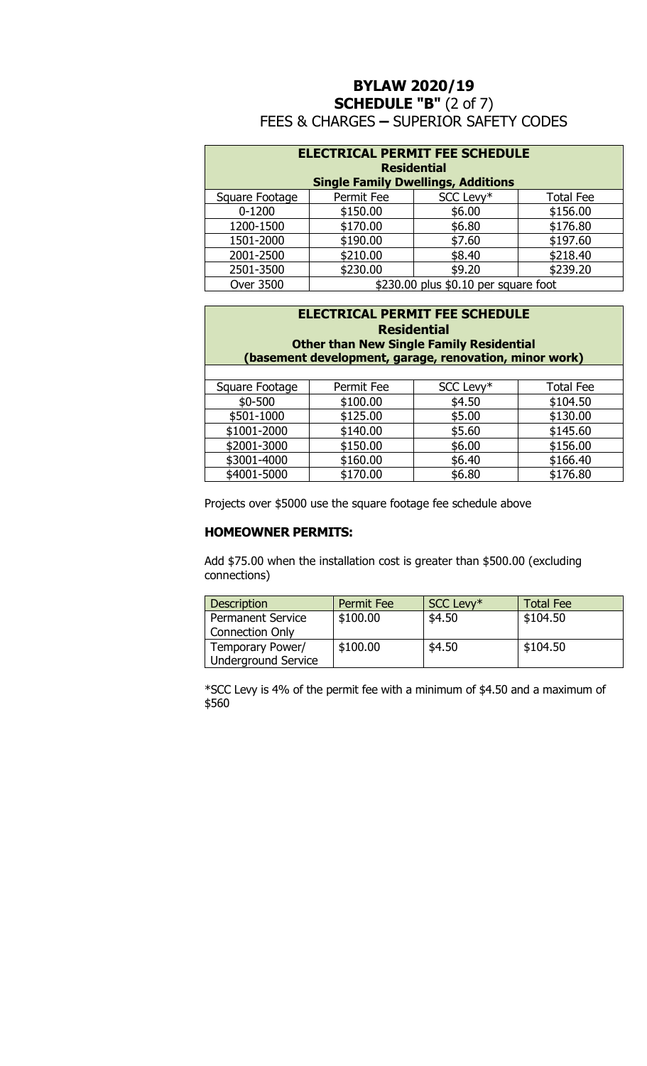# BYLAW 2020/19
## SCHEDULE "B" (2 of 7)
FEES & CHARGES – SUPERIOR SAFETY CODES

| **ELECTRICAL PERMIT FEE SCHEDULE Residential Single Family Dwellings, Additions** | | | |
|---|---|---|---|
| Square Footage | Permit Fee | SCC Levy* | Total Fee |
| 0-1200 | $150.00 | $6.00 | $156.00 |
| 1200-1500 | $170.00 | $6.80 | $176.80 |
| 1501-2000 | $190.00 | $7.60 | $197.60 |
| 2001-2500 | $210.00 | $8.40 | $218.40 |
| 2501-3500 | $230.00 | $9.20 | $239.20 |
| Over 3500 | $230.00 plus $0.10 per square foot | | |

| **ELECTRICAL PERMIT FEE SCHEDULE Residential Other than New Single Family Residential (basement development, garage, renovation, minor work)** | | | |
|---|---|---|---|
| Square Footage | Permit Fee | SCC Levy* | Total Fee |
| $0-500 | $100.00 | $4.50 | $104.50 |
| $501-1000 | $125.00 | $5.00 | $130.00 |
| $1001-2000 | $140.00 | $5.60 | $145.60 |
| $2001-3000 | $150.00 | $6.00 | $156.00 |
| $3001-4000 | $160.00 | $6.40 | $166.40 |
| $4001-5000 | $170.00 | $6.80 | $176.80 |

Projects over $5000 use the square footage fee schedule above

**HOMEOWNER PERMITS:**

Add $75.00 when the installation cost is greater than $500.00 (excluding connections)

| Description | Permit Fee | SCC Levy* | Total Fee |
|---|---|---|---|
| Permanent Service Connection Only | $100.00 | $4.50 | $104.50 |
| Temporary Power/ Underground Service | $100.00 | $4.50 | $104.50 |

*SCC Levy is 4% of the permit fee with a minimum of $4.50 and a maximum of $560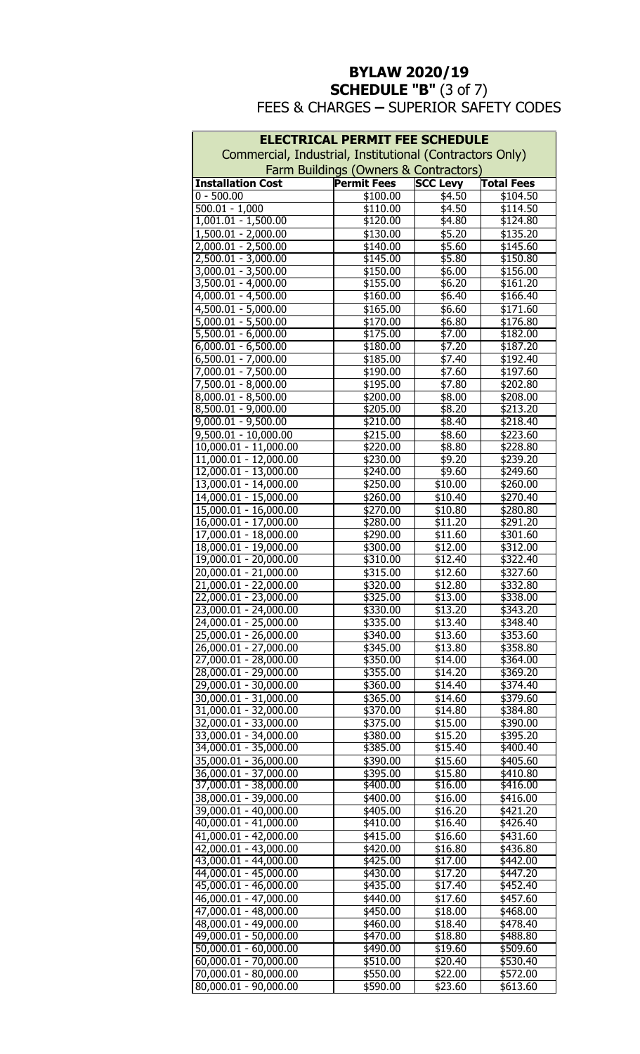# BYLAW 2020/19

## SCHEDULE "B" (3 of 7)

FEES & CHARGES – SUPERIOR SAFETY CODES

| ELECTRICAL PERMIT FEE SCHEDULE | | | |
|---|---|---|---|
| Commercial, Industrial, Institutional (Contractors Only) | | | |
| Farm Buildings (Owners & Contractors) | | | |
| **Installation Cost** | **Permit Fees** | **SCC Levy** | **Total Fees** |
| 0 - 500.00 | $100.00 | $4.50 | $104.50 |
| 500.01 - 1,000 | $110.00 | $4.50 | $114.50 |
| 1,001.01 - 1,500.00 | $120.00 | $4.80 | $124.80 |
| 1,500.01 - 2,000.00 | $130.00 | $5.20 | $135.20 |
| 2,000.01 - 2,500.00 | $140.00 | $5.60 | $145.60 |
| 2,500.01 - 3,000.00 | $145.00 | $5.80 | $150.80 |
| 3,000.01 - 3,500.00 | $150.00 | $6.00 | $156.00 |
| 3,500.01 - 4,000.00 | $155.00 | $6.20 | $161.20 |
| 4,000.01 - 4,500.00 | $160.00 | $6.40 | $166.40 |
| 4,500.01 - 5,000.00 | $165.00 | $6.60 | $171.60 |
| 5,000.01 - 5,500.00 | $170.00 | $6.80 | $176.80 |
| 5,500.01 - 6,000.00 | $175.00 | $7.00 | $182.00 |
| 6,000.01 - 6,500.00 | $180.00 | $7.20 | $187.20 |
| 6,500.01 - 7,000.00 | $185.00 | $7.40 | $192.40 |
| 7,000.01 - 7,500.00 | $190.00 | $7.60 | $197.60 |
| 7,500.01 - 8,000.00 | $195.00 | $7.80 | $202.80 |
| 8,000.01 - 8,500.00 | $200.00 | $8.00 | $208.00 |
| 8,500.01 - 9,000.00 | $205.00 | $8.20 | $213.20 |
| 9,000.01 - 9,500.00 | $210.00 | $8.40 | $218.40 |
| 9,500.01 - 10,000.00 | $215.00 | $8.60 | $223.60 |
| 10,000.01 - 11,000.00 | $220.00 | $8.80 | $228.80 |
| 11,000.01 - 12,000.00 | $230.00 | $9.20 | $239.20 |
| 12,000.01 - 13,000.00 | $240.00 | $9.60 | $249.60 |
| 13,000.01 - 14,000.00 | $250.00 | $10.00 | $260.00 |
| 14,000.01 - 15,000.00 | $260.00 | $10.40 | $270.40 |
| 15,000.01 - 16,000.00 | $270.00 | $10.80 | $280.80 |
| 16,000.01 - 17,000.00 | $280.00 | $11.20 | $291.20 |
| 17,000.01 - 18,000.00 | $290.00 | $11.60 | $301.60 |
| 18,000.01 - 19,000.00 | $300.00 | $12.00 | $312.00 |
| 19,000.01 - 20,000.00 | $310.00 | $12.40 | $322.40 |
| 20,000.01 - 21,000.00 | $315.00 | $12.60 | $327.60 |
| 21,000.01 - 22,000.00 | $320.00 | $12.80 | $332.80 |
| 22,000.01 - 23,000.00 | $325.00 | $13.00 | $338.00 |
| 23,000.01 - 24,000.00 | $330.00 | $13.20 | $343.20 |
| 24,000.01 - 25,000.00 | $335.00 | $13.40 | $348.40 |
| 25,000.01 - 26,000.00 | $340.00 | $13.60 | $353.60 |
| 26,000.01 - 27,000.00 | $345.00 | $13.80 | $358.80 |
| 27,000.01 - 28,000.00 | $350.00 | $14.00 | $364.00 |
| 28,000.01 - 29,000.00 | $355.00 | $14.20 | $369.20 |
| 29,000.01 - 30,000.00 | $360.00 | $14.40 | $374.40 |
| 30,000.01 - 31,000.00 | $365.00 | $14.60 | $379.60 |
| 31,000.01 - 32,000.00 | $370.00 | $14.80 | $384.80 |
| 32,000.01 - 33,000.00 | $375.00 | $15.00 | $390.00 |
| 33,000.01 - 34,000.00 | $380.00 | $15.20 | $395.20 |
| 34,000.01 - 35,000.00 | $385.00 | $15.40 | $400.40 |
| 35,000.01 - 36,000.00 | $390.00 | $15.60 | $405.60 |
| 36,000.01 - 37,000.00 | $395.00 | $15.80 | $410.80 |
| 37,000.01 - 38,000.00 | $400.00 | $16.00 | $416.00 |
| 38,000.01 - 39,000.00 | $400.00 | $16.00 | $416.00 |
| 39,000.01 - 40,000.00 | $405.00 | $16.20 | $421.20 |
| 40,000.01 - 41,000.00 | $410.00 | $16.40 | $426.40 |
| 41,000.01 - 42,000.00 | $415.00 | $16.60 | $431.60 |
| 42,000.01 - 43,000.00 | $420.00 | $16.80 | $436.80 |
| 43,000.01 - 44,000.00 | $425.00 | $17.00 | $442.00 |
| 44,000.01 - 45,000.00 | $430.00 | $17.20 | $447.20 |
| 45,000.01 - 46,000.00 | $435.00 | $17.40 | $452.40 |
| 46,000.01 - 47,000.00 | $440.00 | $17.60 | $457.60 |
| 47,000.01 - 48,000.00 | $450.00 | $18.00 | $468.00 |
| 48,000.01 - 49,000.00 | $460.00 | $18.40 | $478.40 |
| 49,000.01 - 50,000.00 | $470.00 | $18.80 | $488.80 |
| 50,000.01 - 60,000.00 | $490.00 | $19.60 | $509.60 |
| 60,000.01 - 70,000.00 | $510.00 | $20.40 | $530.40 |
| 70,000.01 - 80,000.00 | $550.00 | $22.00 | $572.00 |
| 80,000.01 - 90,000.00 | $590.00 | $23.60 | $613.60 |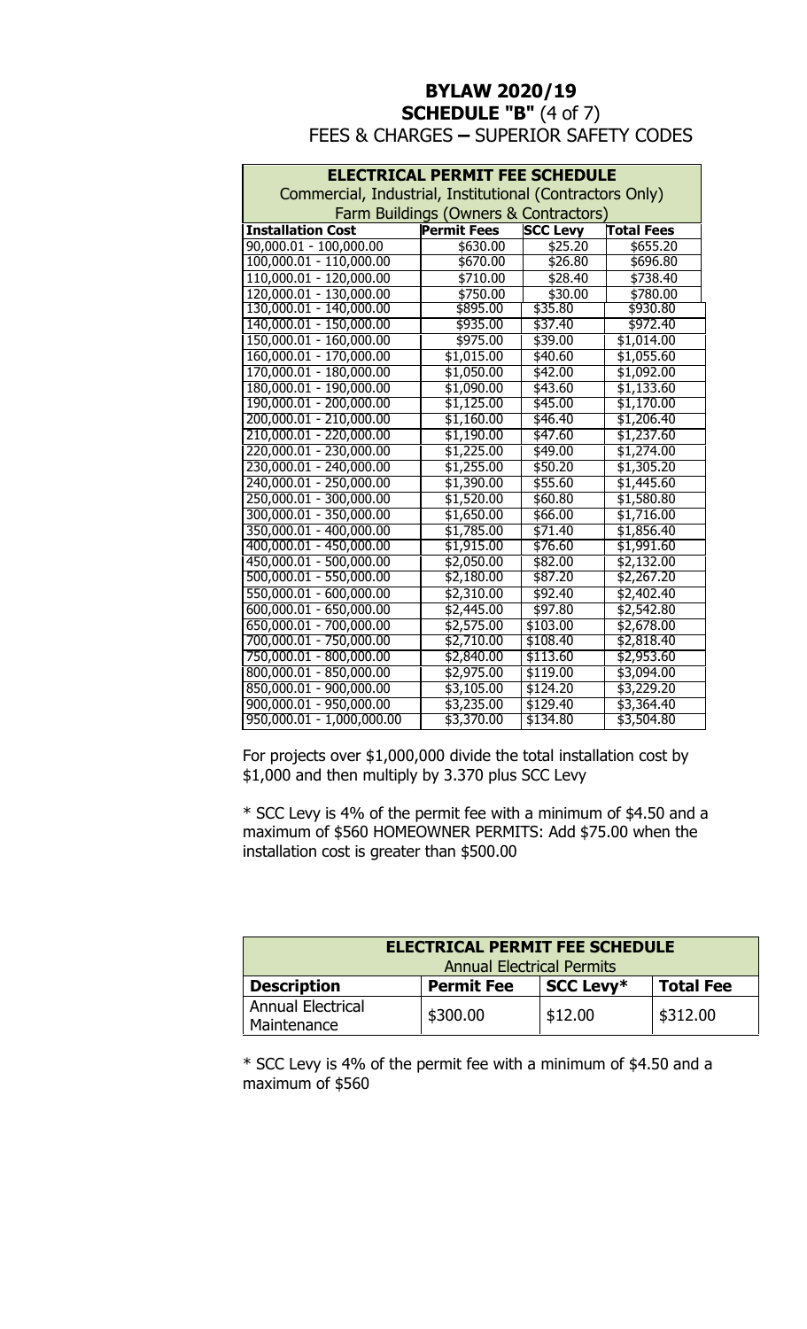# BYLAW 2020/19

## SCHEDULE "B" (4 of 7)

### FEES & CHARGES – SUPERIOR SAFETY CODES

| ELECTRICAL PERMIT FEE SCHEDULE | | | |
|---|---|---|---|
| Commercial, Industrial, Institutional (Contractors Only) | | | |
| Farm Buildings (Owners & Contractors) | | | |
| **Installation Cost** | **Permit Fees** | **SCC Levy** | **Total Fees** |
| 90,000.01 - 100,000.00 | $630.00 | $25.20 | $655.20 |
| 100,000.01 - 110,000.00 | $670.00 | $26.80 | $696.80 |
| 110,000.01 - 120,000.00 | $710.00 | $28.40 | $738.40 |
| 120,000.01 - 130,000.00 | $750.00 | $30.00 | $780.00 |
| 130,000.01 - 140,000.00 | $895.00 | $35.80 | $930.80 |
| 140,000.01 - 150,000.00 | $935.00 | $37.40 | $972.40 |
| 150,000.01 - 160,000.00 | $975.00 | $39.00 | $1,014.00 |
| 160,000.01 - 170,000.00 | $1,015.00 | $40.60 | $1,055.60 |
| 170,000.01 - 180,000.00 | $1,050.00 | $42.00 | $1,092.00 |
| 180,000.01 - 190,000.00 | $1,090.00 | $43.60 | $1,133.60 |
| 190,000.01 - 200,000.00 | $1,125.00 | $45.00 | $1,170.00 |
| 200,000.01 - 210,000.00 | $1,160.00 | $46.40 | $1,206.40 |
| 210,000.01 - 220,000.00 | $1,190.00 | $47.60 | $1,237.60 |
| 220,000.01 - 230,000.00 | $1,225.00 | $49.00 | $1,274.00 |
| 230,000.01 - 240,000.00 | $1,255.00 | $50.20 | $1,305.20 |
| 240,000.01 - 250,000.00 | $1,390.00 | $55.60 | $1,445.60 |
| 250,000.01 - 300,000.00 | $1,520.00 | $60.80 | $1,580.80 |
| 300,000.01 - 350,000.00 | $1,650.00 | $66.00 | $1,716.00 |
| 350,000.01 - 400,000.00 | $1,785.00 | $71.40 | $1,856.40 |
| 400,000.01 - 450,000.00 | $1,915.00 | $76.60 | $1,991.60 |
| 450,000.01 - 500,000.00 | $2,050.00 | $82.00 | $2,132.00 |
| 500,000.01 - 550,000.00 | $2,180.00 | $87.20 | $2,267.20 |
| 550,000.01 - 600,000.00 | $2,310.00 | $92.40 | $2,402.40 |
| 600,000.01 - 650,000.00 | $2,445.00 | $97.80 | $2,542.80 |
| 650,000.01 - 700,000.00 | $2,575.00 | $103.00 | $2,678.00 |
| 700,000.01 - 750,000.00 | $2,710.00 | $108.40 | $2,818.40 |
| 750,000.01 - 800,000.00 | $2,840.00 | $113.60 | $2,953.60 |
| 800,000.01 - 850,000.00 | $2,975.00 | $119.00 | $3,094.00 |
| 850,000.01 - 900,000.00 | $3,105.00 | $124.20 | $3,229.20 |
| 900,000.01 - 950,000.00 | $3,235.00 | $129.40 | $3,364.40 |
| 950,000.01 - 1,000,000.00 | $3,370.00 | $134.80 | $3,504.80 |

For projects over $1,000,000 divide the total installation cost by $1,000 and then multiply by 3.370 plus SCC Levy

* SCC Levy is 4% of the permit fee with a minimum of $4.50 and a maximum of $560 HOMEOWNER PERMITS: Add $75.00 when the installation cost is greater than $500.00

| ELECTRICAL PERMIT FEE SCHEDULE | | | |
|---|---|---|---|
| Annual Electrical Permits | | | |
| **Description** | **Permit Fee** | **SCC Levy*** | **Total Fee** |
| Annual Electrical Maintenance | $300.00 | $12.00 | $312.00 |

* SCC Levy is 4% of the permit fee with a minimum of $4.50 and a maximum of $560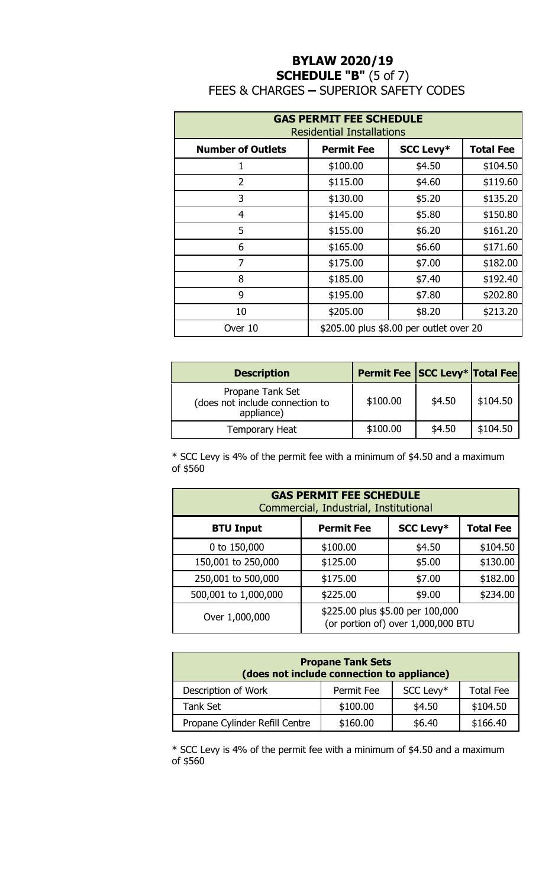# BYLAW 2020/19

## SCHEDULE "B" (5 of 7)

FEES & CHARGES – SUPERIOR SAFETY CODES

| GAS PERMIT FEE SCHEDULE Residential Installations | | | |
|---|---|---|---|
| **Number of Outlets** | **Permit Fee** | **SCC Levy*** | **Total Fee** |
| 1 | $100.00 | $4.50 | $104.50 |
| 2 | $115.00 | $4.60 | $119.60 |
| 3 | $130.00 | $5.20 | $135.20 |
| 4 | $145.00 | $5.80 | $150.80 |
| 5 | $155.00 | $6.20 | $161.20 |
| 6 | $165.00 | $6.60 | $171.60 |
| 7 | $175.00 | $7.00 | $182.00 |
| 8 | $185.00 | $7.40 | $192.40 |
| 9 | $195.00 | $7.80 | $202.80 |
| 10 | $205.00 | $8.20 | $213.20 |
| Over 10 | $205.00 plus $8.00 per outlet over 20 | | |

| Description | Permit Fee | SCC Levy* | Total Fee |
|---|---|---|---|
| Propane Tank Set (does not include connection to appliance) | $100.00 | $4.50 | $104.50 |
| Temporary Heat | $100.00 | $4.50 | $104.50 |

* SCC Levy is 4% of the permit fee with a minimum of $4.50 and a maximum of $560

| GAS PERMIT FEE SCHEDULE Commercial, Industrial, Institutional | | | |
|---|---|---|---|
| **BTU Input** | **Permit Fee** | **SCC Levy*** | **Total Fee** |
| 0 to 150,000 | $100.00 | $4.50 | $104.50 |
| 150,001 to 250,000 | $125.00 | $5.00 | $130.00 |
| 250,001 to 500,000 | $175.00 | $7.00 | $182.00 |
| 500,001 to 1,000,000 | $225.00 | $9.00 | $234.00 |
| Over 1,000,000 | $225.00 plus $5.00 per 100,000 (or portion of) over 1,000,000 BTU | | |

| Propane Tank Sets (does not include connection to appliance) | | | |
|---|---|---|---|
| Description of Work | Permit Fee | SCC Levy* | Total Fee |
| Tank Set | $100.00 | $4.50 | $104.50 |
| Propane Cylinder Refill Centre | $160.00 | $6.40 | $166.40 |

* SCC Levy is 4% of the permit fee with a minimum of $4.50 and a maximum of $560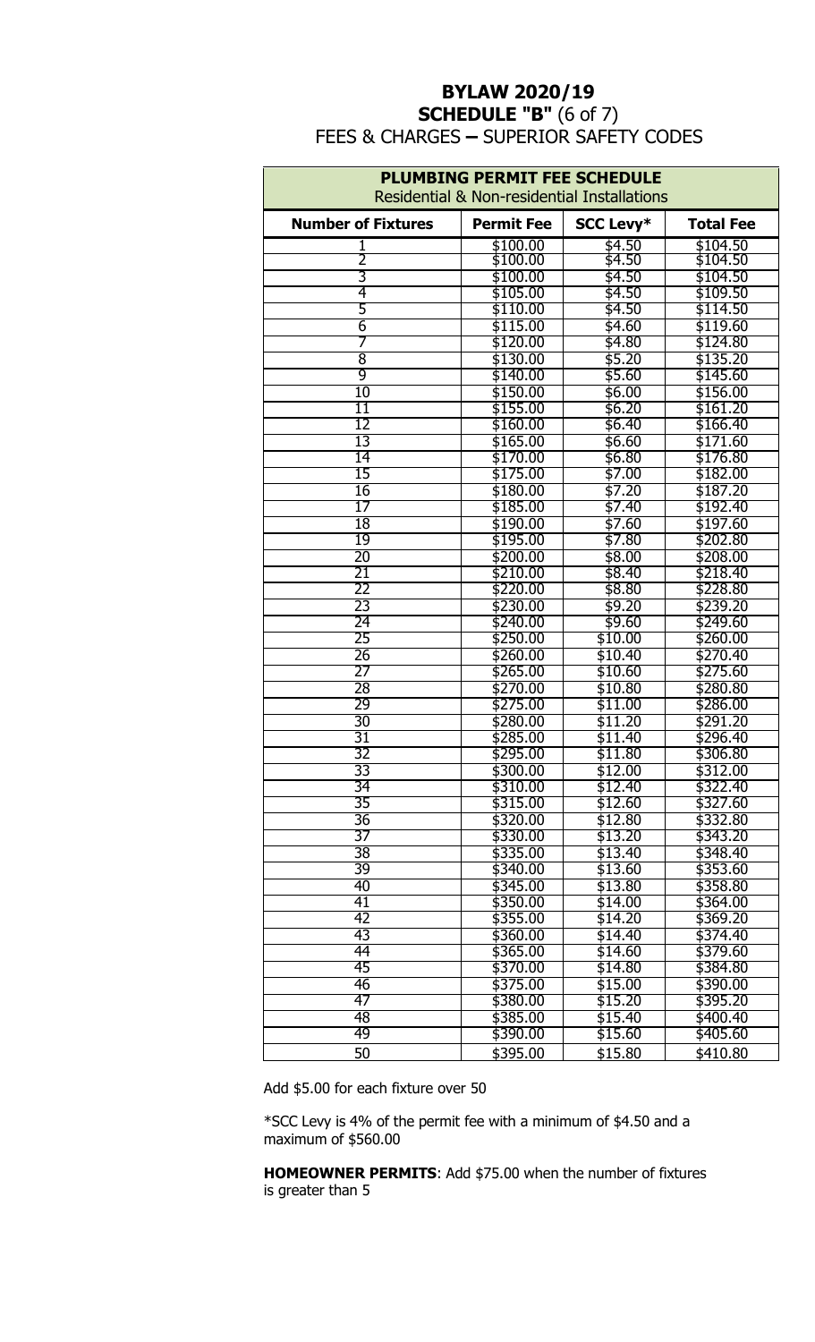# BYLAW 2020/19

## SCHEDULE "B" (6 of 7)

FEES & CHARGES – SUPERIOR SAFETY CODES

| **PLUMBING PERMIT FEE SCHEDULE** Residential & Non-residential Installations | | | |
|---|---|---|---|
| **Number of Fixtures** | **Permit Fee** | **SCC Levy*** | **Total Fee** |
| 1 | $100.00 | $4.50 | $104.50 |
| 2 | $100.00 | $4.50 | $104.50 |
| 3 | $100.00 | $4.50 | $104.50 |
| 4 | $105.00 | $4.50 | $109.50 |
| 5 | $110.00 | $4.50 | $114.50 |
| 6 | $115.00 | $4.60 | $119.60 |
| 7 | $120.00 | $4.80 | $124.80 |
| 8 | $130.00 | $5.20 | $135.20 |
| 9 | $140.00 | $5.60 | $145.60 |
| 10 | $150.00 | $6.00 | $156.00 |
| 11 | $155.00 | $6.20 | $161.20 |
| 12 | $160.00 | $6.40 | $166.40 |
| 13 | $165.00 | $6.60 | $171.60 |
| 14 | $170.00 | $6.80 | $176.80 |
| 15 | $175.00 | $7.00 | $182.00 |
| 16 | $180.00 | $7.20 | $187.20 |
| 17 | $185.00 | $7.40 | $192.40 |
| 18 | $190.00 | $7.60 | $197.60 |
| 19 | $195.00 | $7.80 | $202.80 |
| 20 | $200.00 | $8.00 | $208.00 |
| 21 | $210.00 | $8.40 | $218.40 |
| 22 | $220.00 | $8.80 | $228.80 |
| 23 | $230.00 | $9.20 | $239.20 |
| 24 | $240.00 | $9.60 | $249.60 |
| 25 | $250.00 | $10.00 | $260.00 |
| 26 | $260.00 | $10.40 | $270.40 |
| 27 | $265.00 | $10.60 | $275.60 |
| 28 | $270.00 | $10.80 | $280.80 |
| 29 | $275.00 | $11.00 | $286.00 |
| 30 | $280.00 | $11.20 | $291.20 |
| 31 | $285.00 | $11.40 | $296.40 |
| 32 | $295.00 | $11.80 | $306.80 |
| 33 | $300.00 | $12.00 | $312.00 |
| 34 | $310.00 | $12.40 | $322.40 |
| 35 | $315.00 | $12.60 | $327.60 |
| 36 | $320.00 | $12.80 | $332.80 |
| 37 | $330.00 | $13.20 | $343.20 |
| 38 | $335.00 | $13.40 | $348.40 |
| 39 | $340.00 | $13.60 | $353.60 |
| 40 | $345.00 | $13.80 | $358.80 |
| 41 | $350.00 | $14.00 | $364.00 |
| 42 | $355.00 | $14.20 | $369.20 |
| 43 | $360.00 | $14.40 | $374.40 |
| 44 | $365.00 | $14.60 | $379.60 |
| 45 | $370.00 | $14.80 | $384.80 |
| 46 | $375.00 | $15.00 | $390.00 |
| 47 | $380.00 | $15.20 | $395.20 |
| 48 | $385.00 | $15.40 | $400.40 |
| 49 | $390.00 | $15.60 | $405.60 |
| 50 | $395.00 | $15.80 | $410.80 |

Add $5.00 for each fixture over 50

*SCC Levy is 4% of the permit fee with a minimum of $4.50 and a maximum of $560.00

**HOMEOWNER PERMITS**: Add $75.00 when the number of fixtures is greater than 5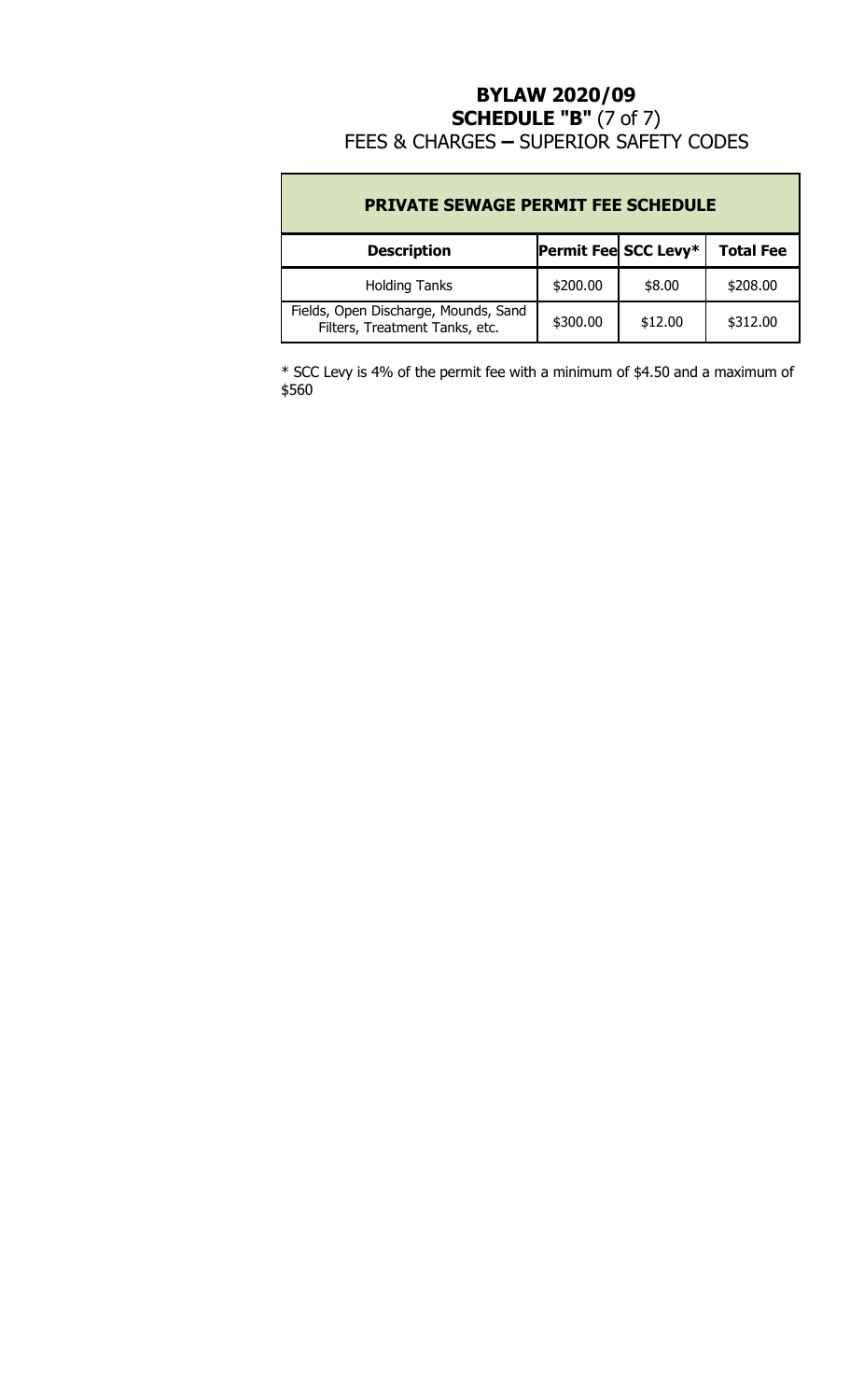# BYLAW 2020/09
## SCHEDULE "B" (7 of 7)
FEES & CHARGES – SUPERIOR SAFETY CODES

| PRIVATE SEWAGE PERMIT FEE SCHEDULE | | | |
|---|---|---|---|
| **Description** | **Permit Fee** | **SCC Levy*** | **Total Fee** |
| Holding Tanks | $200.00 | $8.00 | $208.00 |
| Fields, Open Discharge, Mounds, Sand Filters, Treatment Tanks, etc. | $300.00 | $12.00 | $312.00 |

* SCC Levy is 4% of the permit fee with a minimum of $4.50 and a maximum of $560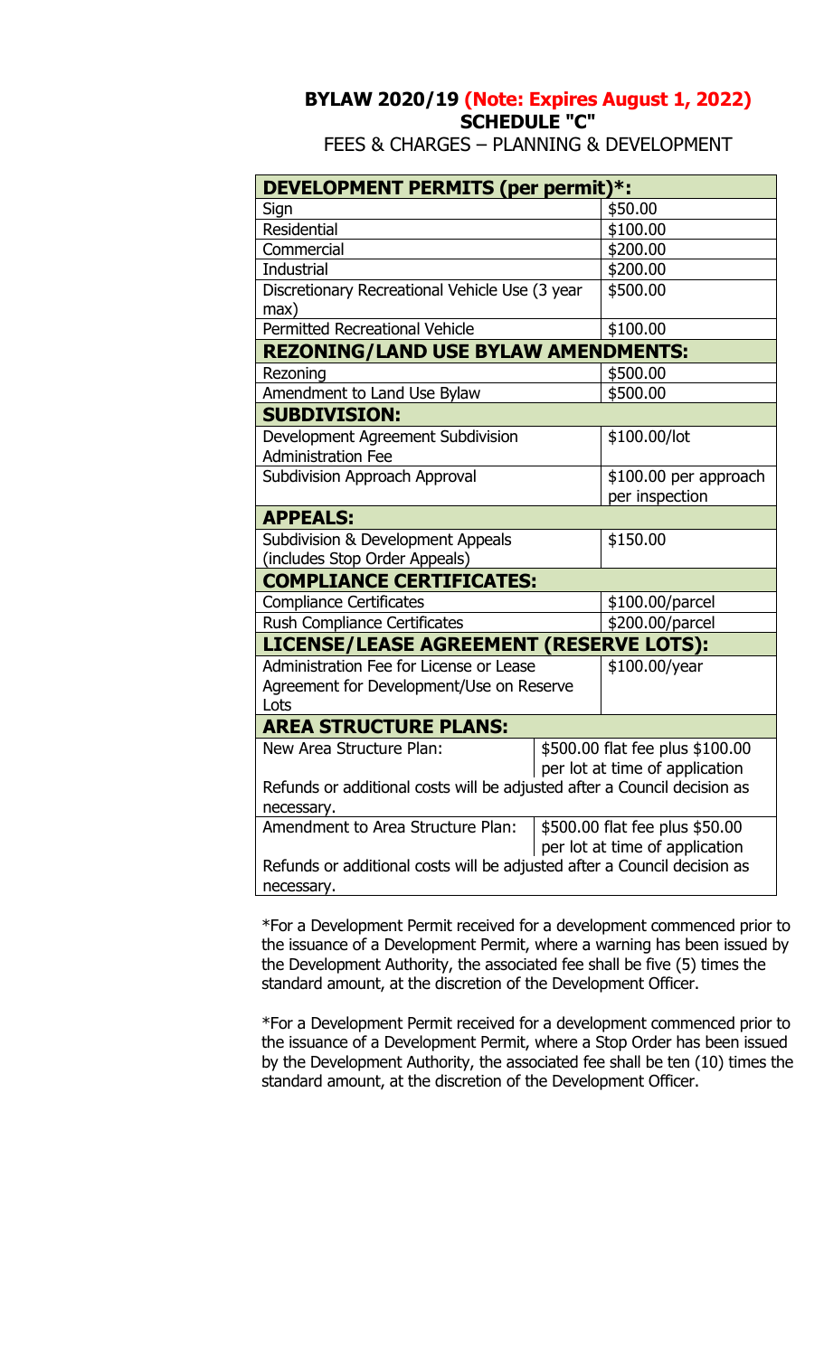## BYLAW 2020/19 **(Note: Expires August 1, 2022)**

## SCHEDULE "C"

FEES & CHARGES – PLANNING & DEVELOPMENT

| **DEVELOPMENT PERMITS (per permit)*:** | |
|---|---|
| Sign | $50.00 |
| Residential | $100.00 |
| Commercial | $200.00 |
| Industrial | $200.00 |
| Discretionary Recreational Vehicle Use (3 year max) | $500.00 |
| Permitted Recreational Vehicle | $100.00 |
| **REZONING/LAND USE BYLAW AMENDMENTS:** | |
| Rezoning | $500.00 |
| Amendment to Land Use Bylaw | $500.00 |
| **SUBDIVISION:** | |
| Development Agreement Subdivision Administration Fee | $100.00/lot |
| Subdivision Approach Approval | $100.00 per approach per inspection |
| **APPEALS:** | |
| Subdivision & Development Appeals (includes Stop Order Appeals) | $150.00 |
| **COMPLIANCE CERTIFICATES:** | |
| Compliance Certificates | $100.00/parcel |
| Rush Compliance Certificates | $200.00/parcel |
| **LICENSE/LEASE AGREEMENT (RESERVE LOTS):** | |
| Administration Fee for License or Lease Agreement for Development/Use on Reserve Lots | $100.00/year |
| **AREA STRUCTURE PLANS:** | |
| New Area Structure Plan: | $500.00 flat fee plus $100.00 per lot at time of application |
| Refunds or additional costs will be adjusted after a Council decision as necessary. | |
| Amendment to Area Structure Plan: | $500.00 flat fee plus $50.00 per lot at time of application |
| Refunds or additional costs will be adjusted after a Council decision as necessary. | |

*For a Development Permit received for a development commenced prior to the issuance of a Development Permit, where a warning has been issued by the Development Authority, the associated fee shall be five (5) times the standard amount, at the discretion of the Development Officer.

*For a Development Permit received for a development commenced prior to the issuance of a Development Permit, where a Stop Order has been issued by the Development Authority, the associated fee shall be ten (10) times the standard amount, at the discretion of the Development Officer.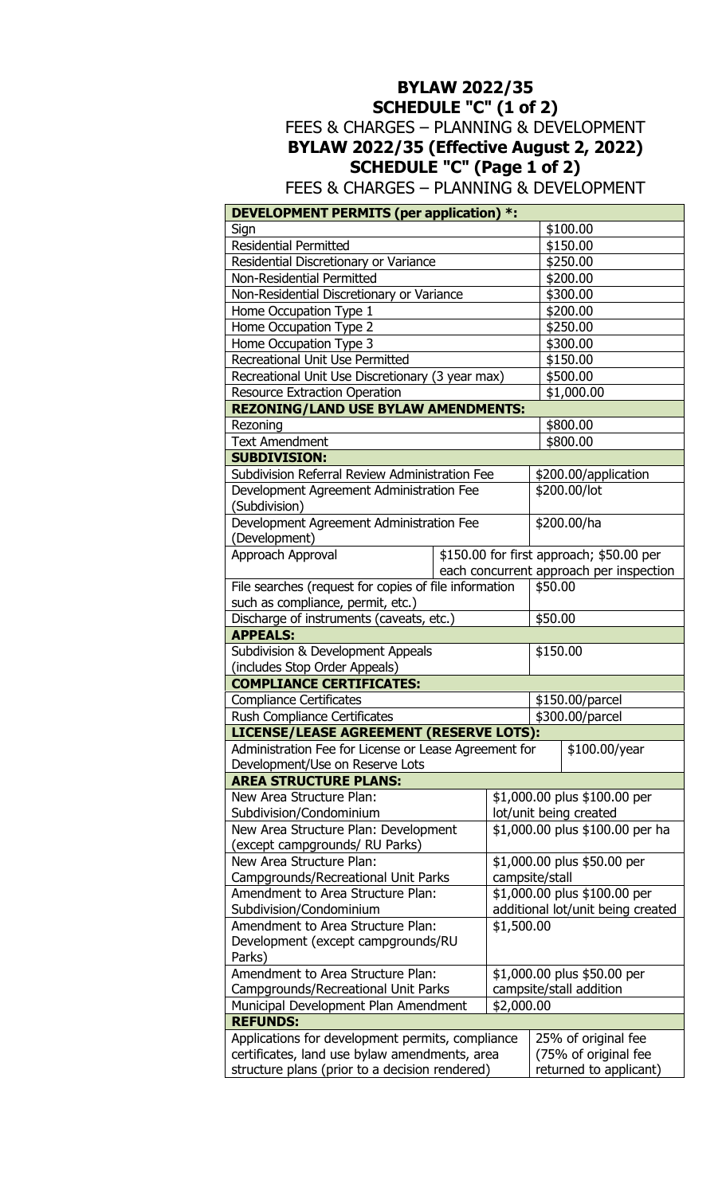**BYLAW 2022/35**
**SCHEDULE "C" (1 of 2)**
FEES & CHARGES – PLANNING & DEVELOPMENT
**BYLAW 2022/35 (Effective August 2, 2022)**
**SCHEDULE "C" (Page 1 of 2)**
FEES & CHARGES – PLANNING & DEVELOPMENT

| **DEVELOPMENT PERMITS (per application) *:** | |
|---|---|
| Sign | $100.00 |
| Residential Permitted | $150.00 |
| Residential Discretionary or Variance | $250.00 |
| Non-Residential Permitted | $200.00 |
| Non-Residential Discretionary or Variance | $300.00 |
| Home Occupation Type 1 | $200.00 |
| Home Occupation Type 2 | $250.00 |
| Home Occupation Type 3 | $300.00 |
| Recreational Unit Use Permitted | $150.00 |
| Recreational Unit Use Discretionary (3 year max) | $500.00 |
| Resource Extraction Operation | $1,000.00 |
| **REZONING/LAND USE BYLAW AMENDMENTS:** | |
| Rezoning | $800.00 |
| Text Amendment | $800.00 |
| **SUBDIVISION:** | |
| Subdivision Referral Review Administration Fee | $200.00/application |
| Development Agreement Administration Fee (Subdivision) | $200.00/lot |
| Development Agreement Administration Fee (Development) | $200.00/ha |
| Approach Approval | $150.00 for first approach; $50.00 per each concurrent approach per inspection |
| File searches (request for copies of file information such as compliance, permit, etc.) | $50.00 |
| Discharge of instruments (caveats, etc.) | $50.00 |
| **APPEALS:** | |
| Subdivision & Development Appeals (includes Stop Order Appeals) | $150.00 |
| **COMPLIANCE CERTIFICATES:** | |
| Compliance Certificates | $150.00/parcel |
| Rush Compliance Certificates | $300.00/parcel |
| **LICENSE/LEASE AGREEMENT (RESERVE LOTS):** | |
| Administration Fee for License or Lease Agreement for Development/Use on Reserve Lots | $100.00/year |
| **AREA STRUCTURE PLANS:** | |
| New Area Structure Plan: Subdivision/Condominium | $1,000.00 plus $100.00 per lot/unit being created |
| New Area Structure Plan: Development (except campgrounds/ RU Parks) | $1,000.00 plus $100.00 per ha |
| New Area Structure Plan: Campgrounds/Recreational Unit Parks | $1,000.00 plus $50.00 per campsite/stall |
| Amendment to Area Structure Plan: Subdivision/Condominium | $1,000.00 plus $100.00 per additional lot/unit being created |
| Amendment to Area Structure Plan: Development (except campgrounds/RU Parks) | $1,500.00 |
| Amendment to Area Structure Plan: Campgrounds/Recreational Unit Parks | $1,000.00 plus $50.00 per campsite/stall addition |
| Municipal Development Plan Amendment | $2,000.00 |
| **REFUNDS:** | |
| Applications for development permits, compliance certificates, land use bylaw amendments, area structure plans (prior to a decision rendered) | 25% of original fee (75% of original fee returned to applicant) |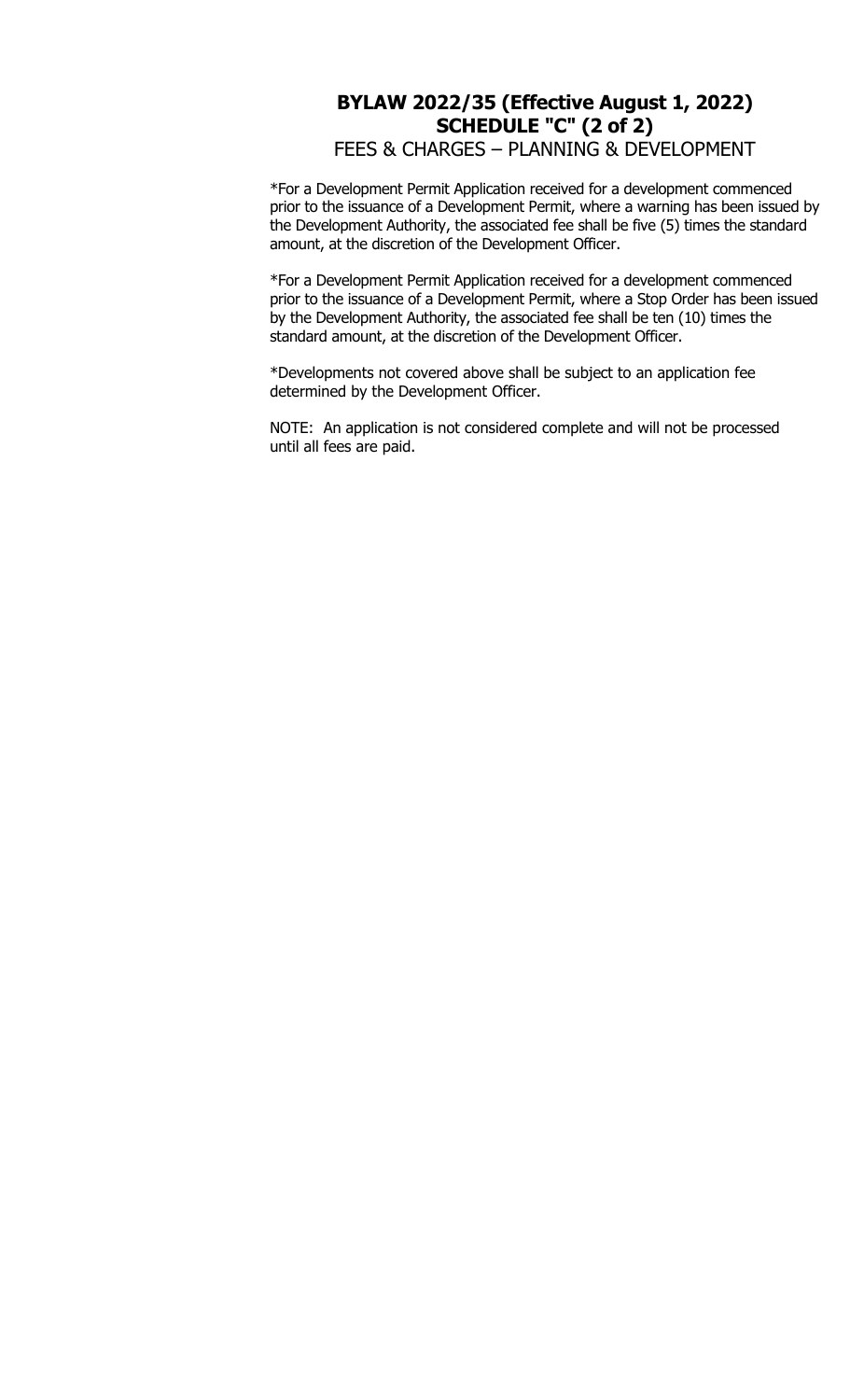## BYLAW 2022/35 (Effective August 1, 2022)
## SCHEDULE "C" (2 of 2)
### FEES & CHARGES – PLANNING & DEVELOPMENT

*For a Development Permit Application received for a development commenced prior to the issuance of a Development Permit, where a warning has been issued by the Development Authority, the associated fee shall be five (5) times the standard amount, at the discretion of the Development Officer.

*For a Development Permit Application received for a development commenced prior to the issuance of a Development Permit, where a Stop Order has been issued by the Development Authority, the associated fee shall be ten (10) times the standard amount, at the discretion of the Development Officer.

*Developments not covered above shall be subject to an application fee determined by the Development Officer.

NOTE: An application is not considered complete and will not be processed until all fees are paid.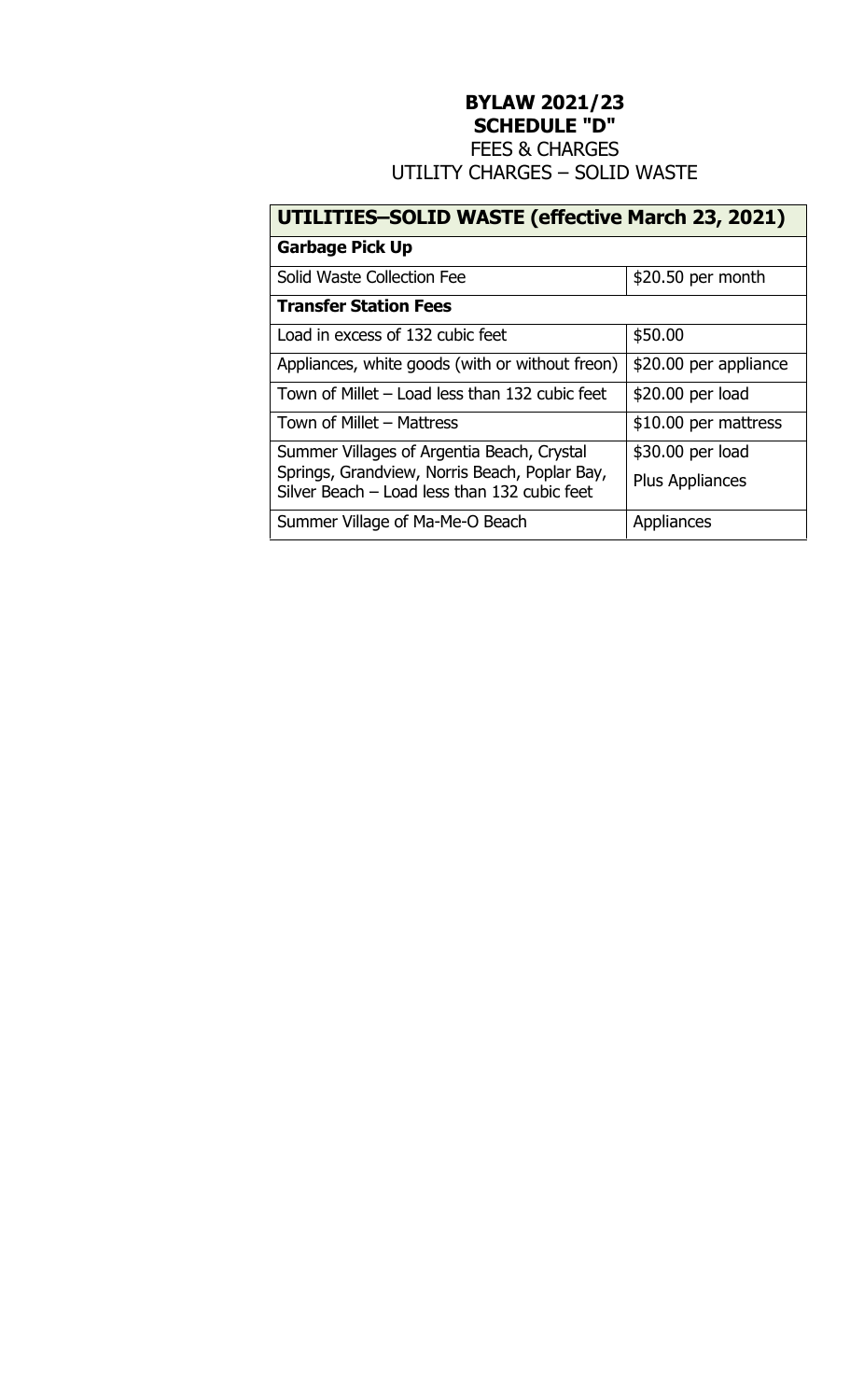**BYLAW 2021/23**
**SCHEDULE "D"**
FEES & CHARGES
UTILITY CHARGES – SOLID WASTE

| **UTILITIES–SOLID WASTE (effective March 23, 2021)** | |
|---|---|
| **Garbage Pick Up** | |
| Solid Waste Collection Fee | $20.50 per month |
| **Transfer Station Fees** | |
| Load in excess of 132 cubic feet | $50.00 |
| Appliances, white goods (with or without freon) | $20.00 per appliance |
| Town of Millet – Load less than 132 cubic feet | $20.00 per load |
| Town of Millet – Mattress | $10.00 per mattress |
| Summer Villages of Argentia Beach, Crystal Springs, Grandview, Norris Beach, Poplar Bay, Silver Beach – Load less than 132 cubic feet | $30.00 per load<br>Plus Appliances |
| Summer Village of Ma-Me-O Beach | Appliances |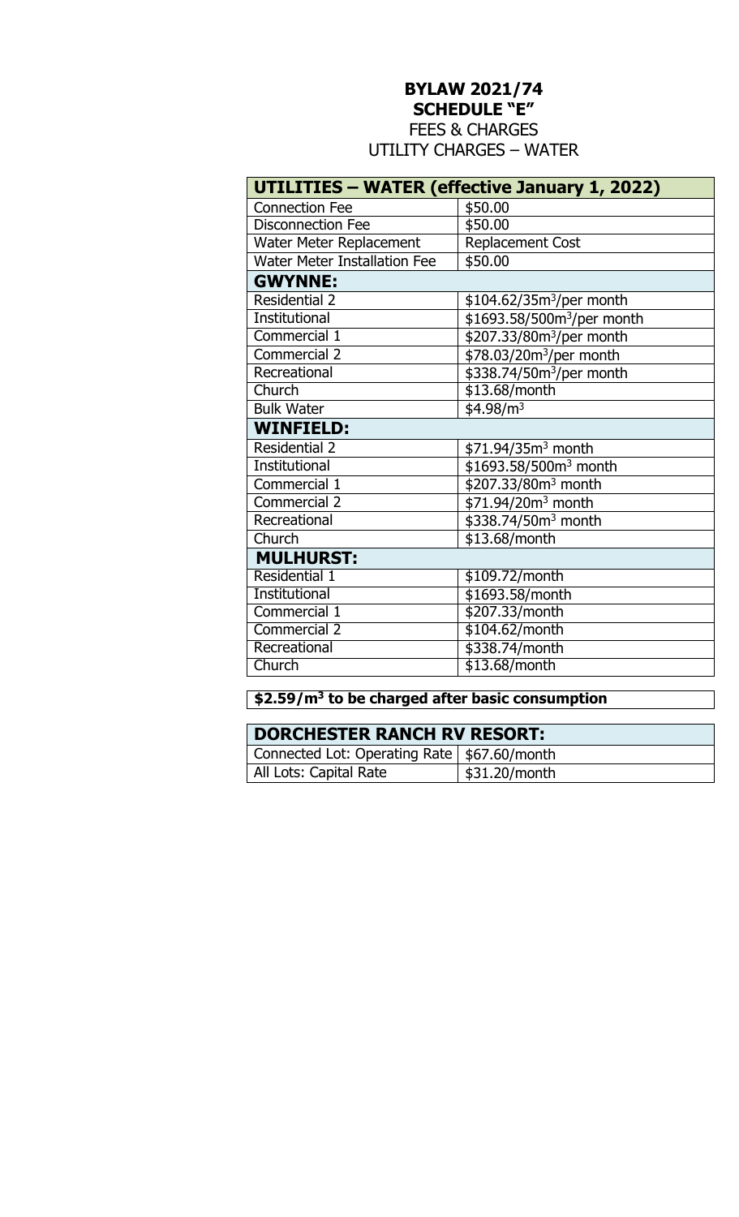**BYLAW 2021/74**
**SCHEDULE "E"**
FEES & CHARGES
UTILITY CHARGES – WATER

| **UTILITIES – WATER (effective January 1, 2022)** | |
|---|---|
| Connection Fee | \$50.00 |
| Disconnection Fee | \$50.00 |
| Water Meter Replacement | Replacement Cost |
| Water Meter Installation Fee | \$50.00 |
| **GWYNNE:** | |
| Residential 2 | \$104.62/35m$^3$/per month |
| Institutional | \$1693.58/500m$^3$/per month |
| Commercial 1 | \$207.33/80m$^3$/per month |
| Commercial 2 | \$78.03/20m$^3$/per month |
| Recreational | \$338.74/50m$^3$/per month |
| Church | \$13.68/month |
| Bulk Water | \$4.98/m$^3$ |
| **WINFIELD:** | |
| Residential 2 | \$71.94/35m$^3$ month |
| Institutional | \$1693.58/500m$^3$ month |
| Commercial 1 | \$207.33/80m$^3$ month |
| Commercial 2 | \$71.94/20m$^3$ month |
| Recreational | \$338.74/50m$^3$ month |
| Church | \$13.68/month |
| **MULHURST:** | |
| Residential 1 | \$109.72/month |
| Institutional | \$1693.58/month |
| Commercial 1 | \$207.33/month |
| Commercial 2 | \$104.62/month |
| Recreational | \$338.74/month |
| Church | \$13.68/month |

**\$2.59/m$^3$ to be charged after basic consumption**

| **DORCHESTER RANCH RV RESORT:** | |
|---|---|
| Connected Lot: Operating Rate | \$67.60/month |
| All Lots: Capital Rate | \$31.20/month |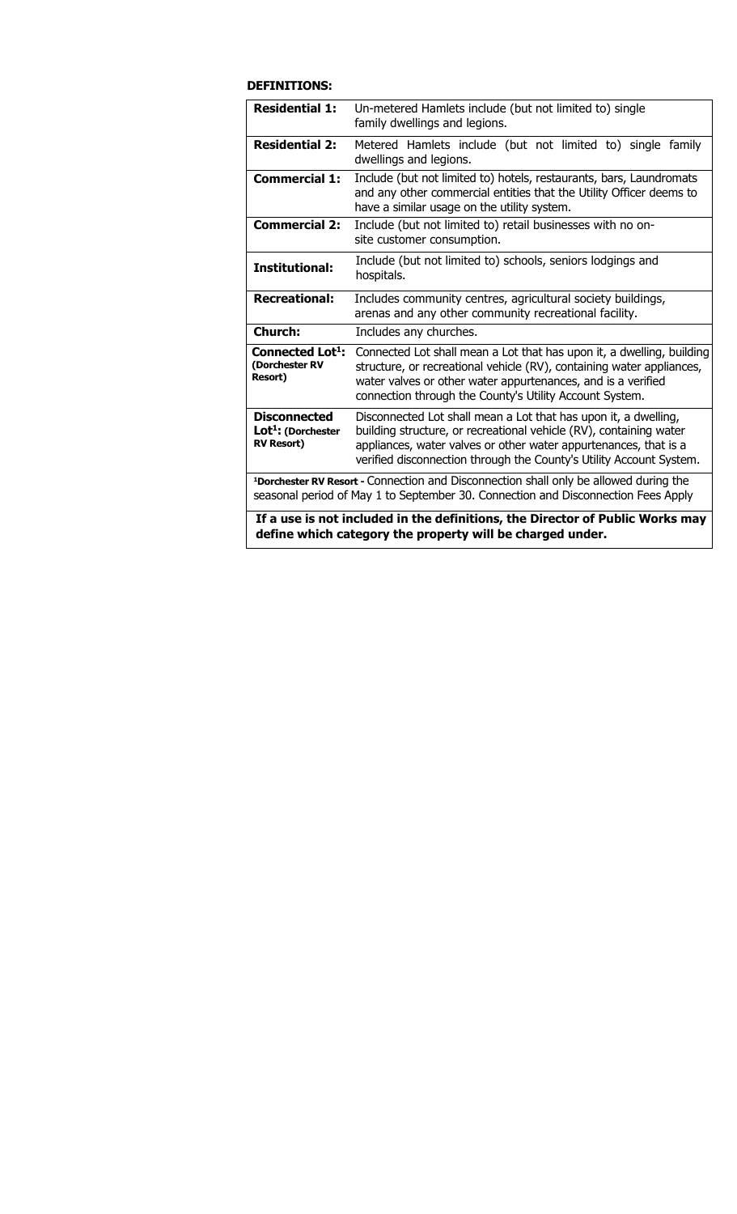**DEFINITIONS:**

| | |
|---|---|
| **Residential 1:** | Un-metered Hamlets include (but not limited to) single family dwellings and legions. |
| **Residential 2:** | Metered Hamlets include (but not limited to) single family dwellings and legions. |
| **Commercial 1:** | Include (but not limited to) hotels, restaurants, bars, Laundromats and any other commercial entities that the Utility Officer deems to have a similar usage on the utility system. |
| **Commercial 2:** | Include (but not limited to) retail businesses with no on-site customer consumption. |
| **Institutional:** | Include (but not limited to) schools, seniors lodgings and hospitals. |
| **Recreational:** | Includes community centres, agricultural society buildings, arenas and any other community recreational facility. |
| **Church:** | Includes any churches. |
| **Connected Lot[1]: (Dorchester RV Resort)** | Connected Lot shall mean a Lot that has upon it, a dwelling, building structure, or recreational vehicle (RV), containing water appliances, water valves or other water appurtenances, and is a verified connection through the County's Utility Account System. |
| **Disconnected Lot[1]: (Dorchester RV Resort)** | Disconnected Lot shall mean a Lot that has upon it, a dwelling, building structure, or recreational vehicle (RV), containing water appliances, water valves or other water appurtenances, that is a verified disconnection through the County's Utility Account System. |
| [1]**Dorchester RV Resort -** Connection and Disconnection shall only be allowed during the seasonal period of May 1 to September 30. Connection and Disconnection Fees Apply | |
| **If a use is not included in the definitions, the Director of Public Works may define which category the property will be charged under.** | |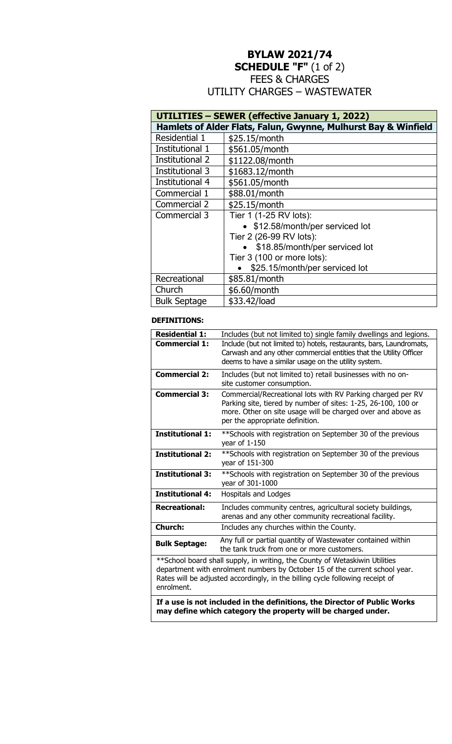# BYLAW 2021/74

## SCHEDULE "F" (1 of 2)

## FEES & CHARGES

## UTILITY CHARGES – WASTEWATER

| UTILITIES – SEWER (effective January 1, 2022) | |
|---|---|
| **Hamlets of Alder Flats, Falun, Gwynne, Mulhurst Bay & Winfield** | |
| Residential 1 | $25.15/month |
| Institutional 1 | $561.05/month |
| Institutional 2 | $1122.08/month |
| Institutional 3 | $1683.12/month |
| Institutional 4 | $561.05/month |
| Commercial 1 | $88.01/month |
| Commercial 2 | $25.15/month |
| Commercial 3 | Tier 1 (1-25 RV lots):<br>• $12.58/month/per serviced lot<br>Tier 2 (26-99 RV lots):<br>• $18.85/month/per serviced lot<br>Tier 3 (100 or more lots):<br>• $25.15/month/per serviced lot |
| Recreational | $85.81/month |
| Church | $6.60/month |
| Bulk Septage | $33.42/load |

**DEFINITIONS:**

| | |
|---|---|
| **Residential 1:** | Includes (but not limited to) single family dwellings and legions. |
| **Commercial 1:** | Include (but not limited to) hotels, restaurants, bars, Laundromats, Carwash and any other commercial entities that the Utility Officer deems to have a similar usage on the utility system. |
| **Commercial 2:** | Includes (but not limited to) retail businesses with no on-site customer consumption. |
| **Commercial 3:** | Commercial/Recreational lots with RV Parking charged per RV Parking site, tiered by number of sites: 1-25, 26-100, 100 or more. Other on site usage will be charged over and above as per the appropriate definition. |
| **Institutional 1:** | **Schools with registration on September 30 of the previous year of 1-150 |
| **Institutional 2:** | **Schools with registration on September 30 of the previous year of 151-300 |
| **Institutional 3:** | **Schools with registration on September 30 of the previous year of 301-1000 |
| **Institutional 4:** | Hospitals and Lodges |
| **Recreational:** | Includes community centres, agricultural society buildings, arenas and any other community recreational facility. |
| **Church:** | Includes any churches within the County. |
| **Bulk Septage:** | Any full or partial quantity of Wastewater contained within the tank truck from one or more customers. |

**School board shall supply, in writing, the County of Wetaskiwin Utilities department with enrolment numbers by October 15 of the current school year. Rates will be adjusted accordingly, in the billing cycle following receipt of enrolment.

**If a use is not included in the definitions, the Director of Public Works may define which category the property will be charged under.**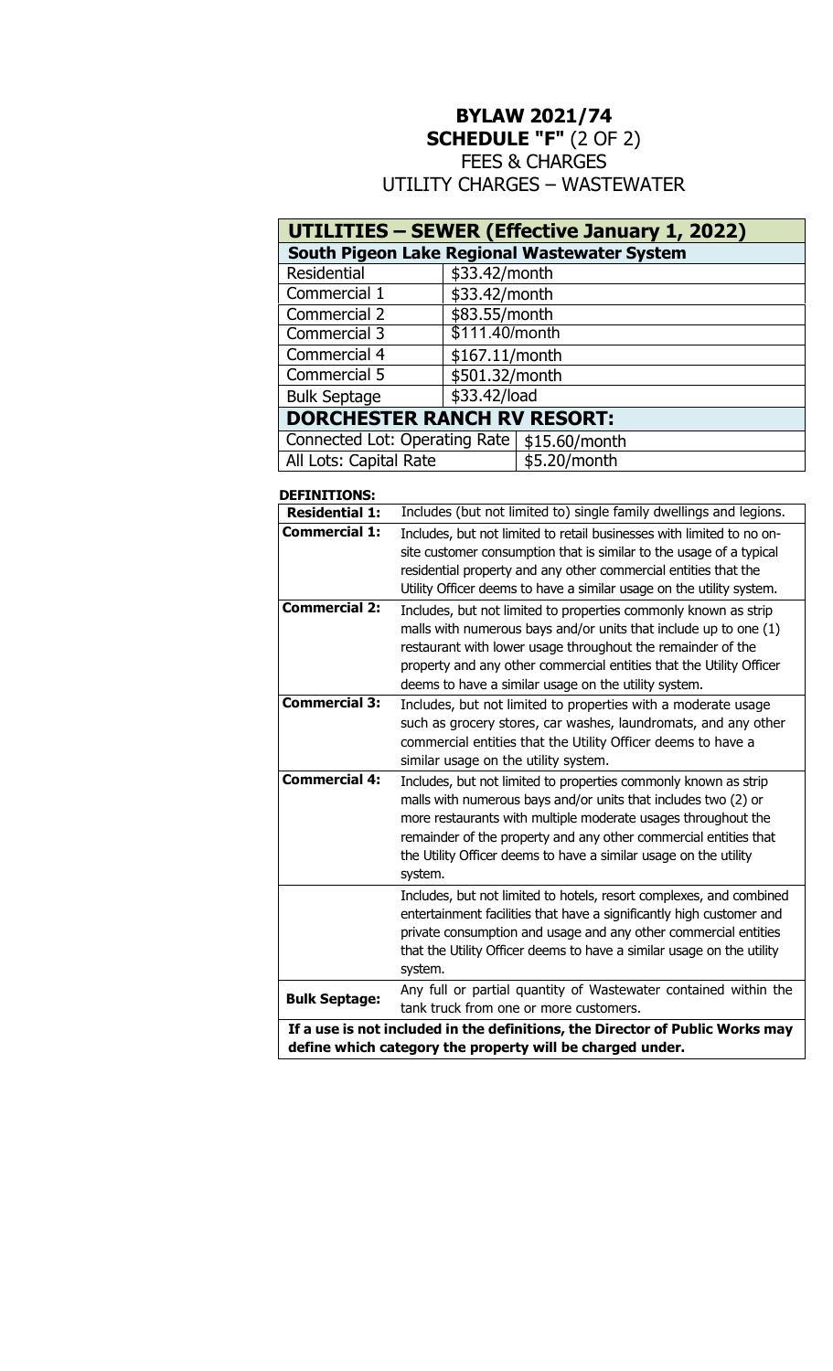# BYLAW 2021/74
## SCHEDULE "F" (2 OF 2)
## FEES & CHARGES
## UTILITY CHARGES – WASTEWATER

| UTILITIES – SEWER (Effective January 1, 2022) | |
|---|---|
| **South Pigeon Lake Regional Wastewater System** | |
| Residential | $33.42/month |
| Commercial 1 | $33.42/month |
| Commercial 2 | $83.55/month |
| Commercial 3 | $111.40/month |
| Commercial 4 | $167.11/month |
| Commercial 5 | $501.32/month |
| Bulk Septage | $33.42/load |
| **DORCHESTER RANCH RV RESORT:** | |
| Connected Lot: Operating Rate | $15.60/month |
| All Lots: Capital Rate | $5.20/month |

**DEFINITIONS:**

| | |
|---|---|
| **Residential 1:** | Includes (but not limited to) single family dwellings and legions. |
| **Commercial 1:** | Includes, but not limited to retail businesses with limited to no on-site customer consumption that is similar to the usage of a typical residential property and any other commercial entities that the Utility Officer deems to have a similar usage on the utility system. |
| **Commercial 2:** | Includes, but not limited to properties commonly known as strip malls with numerous bays and/or units that include up to one (1) restaurant with lower usage throughout the remainder of the property and any other commercial entities that the Utility Officer deems to have a similar usage on the utility system. |
| **Commercial 3:** | Includes, but not limited to properties with a moderate usage such as grocery stores, car washes, laundromats, and any other commercial entities that the Utility Officer deems to have a similar usage on the utility system. |
| **Commercial 4:** | Includes, but not limited to properties commonly known as strip malls with numerous bays and/or units that includes two (2) or more restaurants with multiple moderate usages throughout the remainder of the property and any other commercial entities that the Utility Officer deems to have a similar usage on the utility system. |
| | Includes, but not limited to hotels, resort complexes, and combined entertainment facilities that have a significantly high customer and private consumption and usage and any other commercial entities that the Utility Officer deems to have a similar usage on the utility system. |
| **Bulk Septage:** | Any full or partial quantity of Wastewater contained within the tank truck from one or more customers. |

**If a use is not included in the definitions, the Director of Public Works may define which category the property will be charged under.**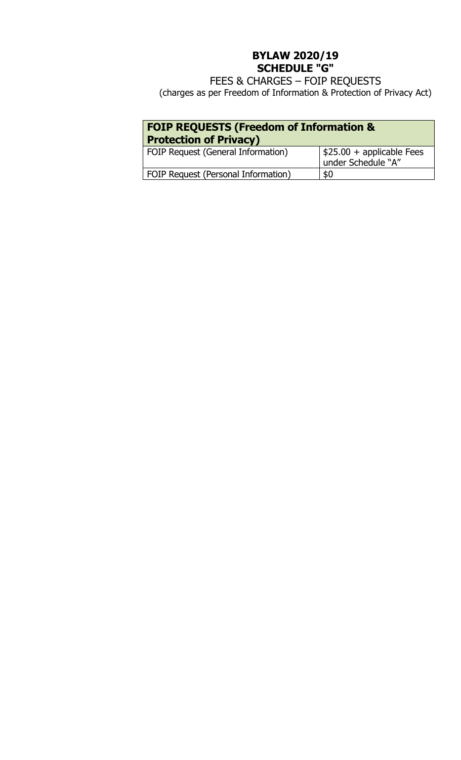# BYLAW 2020/19
# SCHEDULE "G"

FEES & CHARGES – FOIP REQUESTS
(charges as per Freedom of Information & Protection of Privacy Act)

| **FOIP REQUESTS (Freedom of Information & Protection of Privacy)** | |
|---|---|
| FOIP Request (General Information) | $25.00 + applicable Fees under Schedule "A" |
| FOIP Request (Personal Information) | $0 |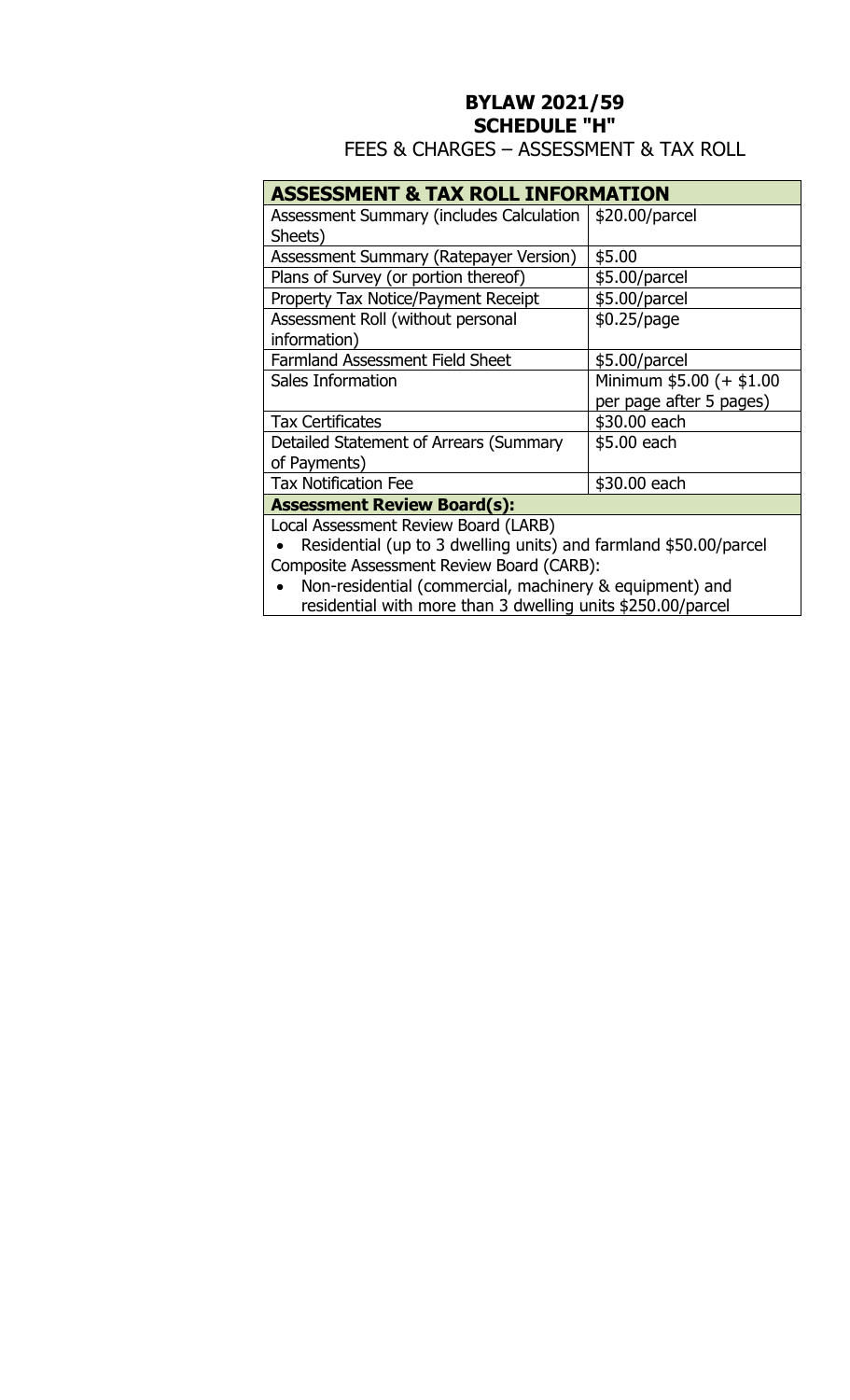# BYLAW 2021/59
# SCHEDULE "H"
## FEES & CHARGES – ASSESSMENT & TAX ROLL

| **ASSESSMENT & TAX ROLL INFORMATION** | |
|---|---|
| Assessment Summary (includes Calculation Sheets) | $20.00/parcel |
| Assessment Summary (Ratepayer Version) | $5.00 |
| Plans of Survey (or portion thereof) | $5.00/parcel |
| Property Tax Notice/Payment Receipt | $5.00/parcel |
| Assessment Roll (without personal information) | $0.25/page |
| Farmland Assessment Field Sheet | $5.00/parcel |
| Sales Information | Minimum $5.00 (+ $1.00 per page after 5 pages) |
| Tax Certificates | $30.00 each |
| Detailed Statement of Arrears (Summary of Payments) | $5.00 each |
| Tax Notification Fee | $30.00 each |
| **Assessment Review Board(s):** | |

Local Assessment Review Board (LARB)

- Residential (up to 3 dwelling units) and farmland $50.00/parcel

Composite Assessment Review Board (CARB):

- Non-residential (commercial, machinery & equipment) and residential with more than 3 dwelling units $250.00/parcel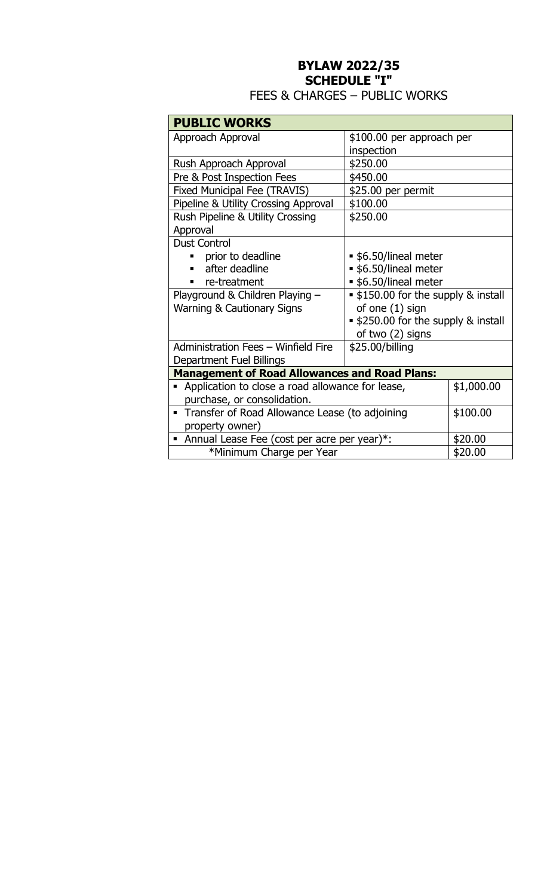# BYLAW 2022/35
## SCHEDULE "I"
FEES & CHARGES – PUBLIC WORKS

| PUBLIC WORKS | | |
|---|---|---|
| Approach Approval | $100.00 per approach per inspection | |
| Rush Approach Approval | $250.00 | |
| Pre & Post Inspection Fees | $450.00 | |
| Fixed Municipal Fee (TRAVIS) | $25.00 per permit | |
| Pipeline & Utility Crossing Approval | $100.00 | |
| Rush Pipeline & Utility Crossing Approval | $250.00 | |
| Dust Control<br>▪ prior to deadline<br>▪ after deadline<br>▪ re-treatment | <br>▪ $6.50/lineal meter<br>▪ $6.50/lineal meter<br>▪ $6.50/lineal meter | |
| Playground & Children Playing – Warning & Cautionary Signs | ▪ $150.00 for the supply & install of one (1) sign<br>▪ $250.00 for the supply & install of two (2) signs | |
| Administration Fees – Winfield Fire Department Fuel Billings | $25.00/billing | |
| **Management of Road Allowances and Road Plans:** | | |
| ▪ Application to close a road allowance for lease, purchase, or consolidation. | | $1,000.00 |
| ▪ Transfer of Road Allowance Lease (to adjoining property owner) | | $100.00 |
| ▪ Annual Lease Fee (cost per acre per year)*: | | $20.00 |
| *Minimum Charge per Year | | $20.00 |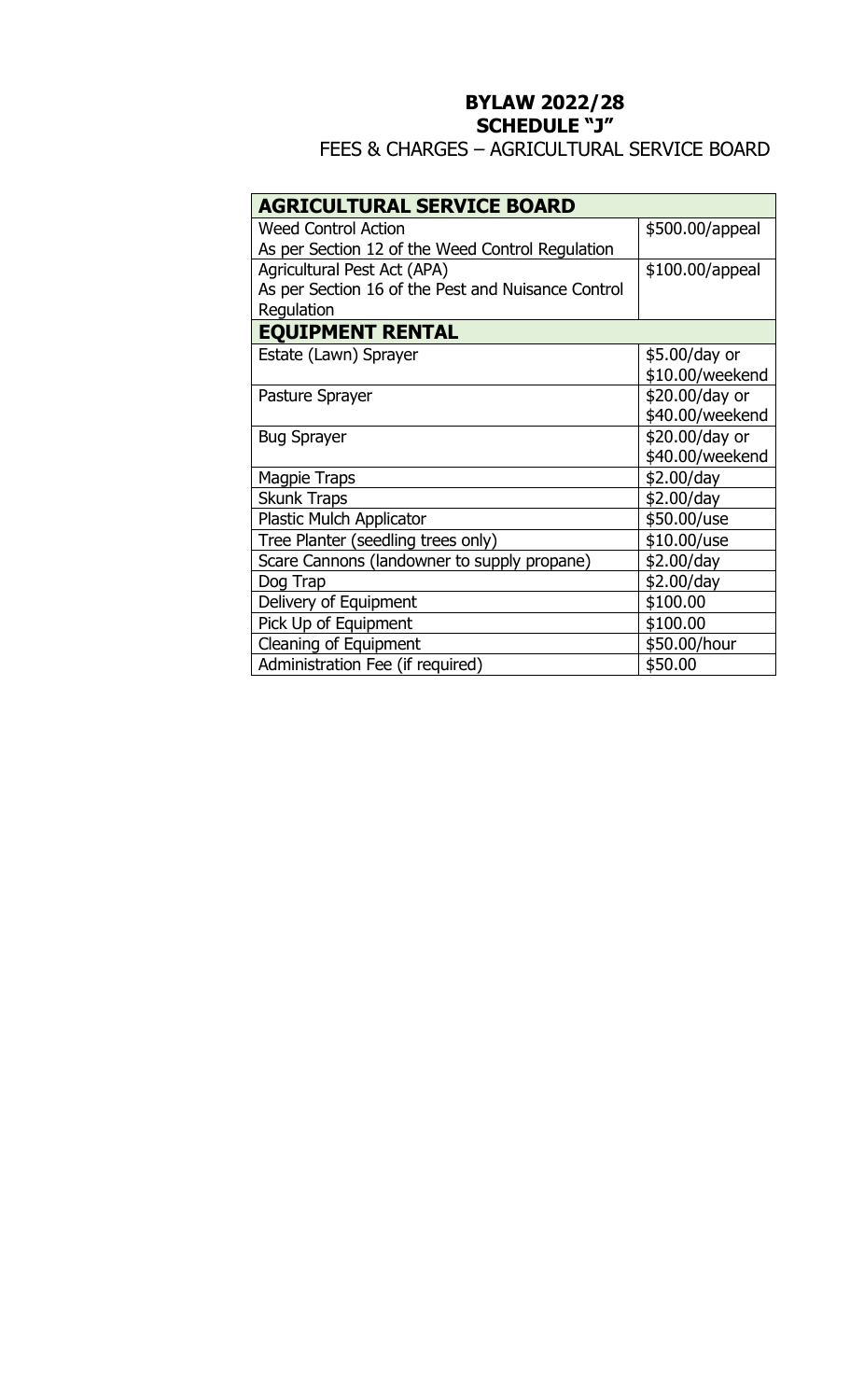# BYLAW 2022/28
## SCHEDULE "J"
### FEES & CHARGES – AGRICULTURAL SERVICE BOARD

| **AGRICULTURAL SERVICE BOARD** | |
|---|---|
| Weed Control Action<br>As per Section 12 of the Weed Control Regulation | $500.00/appeal |
| Agricultural Pest Act (APA)<br>As per Section 16 of the Pest and Nuisance Control Regulation | $100.00/appeal |
| **EQUIPMENT RENTAL** | |
| Estate (Lawn) Sprayer | $5.00/day or $10.00/weekend |
| Pasture Sprayer | $20.00/day or $40.00/weekend |
| Bug Sprayer | $20.00/day or $40.00/weekend |
| Magpie Traps | $2.00/day |
| Skunk Traps | $2.00/day |
| Plastic Mulch Applicator | $50.00/use |
| Tree Planter (seedling trees only) | $10.00/use |
| Scare Cannons (landowner to supply propane) | $2.00/day |
| Dog Trap | $2.00/day |
| Delivery of Equipment | $100.00 |
| Pick Up of Equipment | $100.00 |
| Cleaning of Equipment | $50.00/hour |
| Administration Fee (if required) | $50.00 |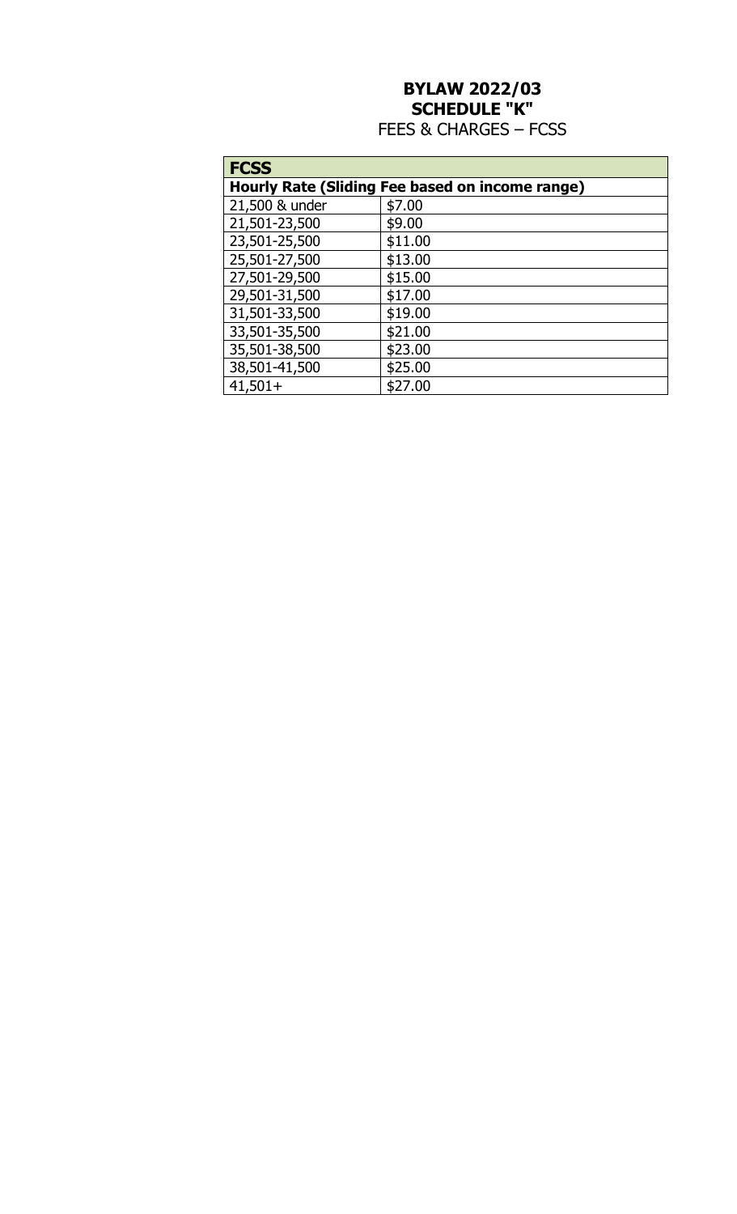# BYLAW 2022/03
## SCHEDULE "K"
FEES & CHARGES – FCSS

| **FCSS** | |
|---|---|
| **Hourly Rate (Sliding Fee based on income range)** | |
| 21,500 & under | $7.00 |
| 21,501-23,500 | $9.00 |
| 23,501-25,500 | $11.00 |
| 25,501-27,500 | $13.00 |
| 27,501-29,500 | $15.00 |
| 29,501-31,500 | $17.00 |
| 31,501-33,500 | $19.00 |
| 33,501-35,500 | $21.00 |
| 35,501-38,500 | $23.00 |
| 38,501-41,500 | $25.00 |
| 41,501+ | $27.00 |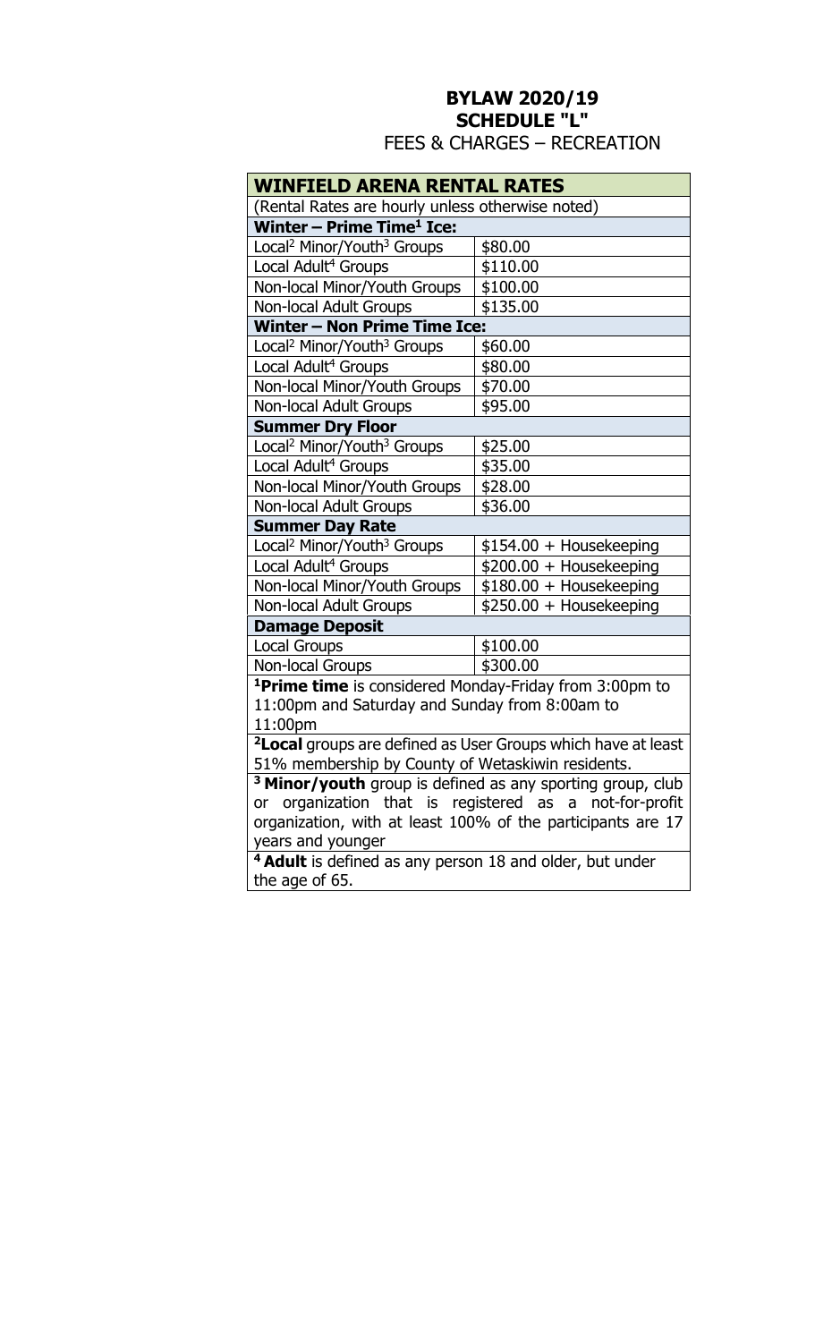**BYLAW 2020/19**
**SCHEDULE "L"**
FEES & CHARGES – RECREATION

| **WINFIELD ARENA RENTAL RATES** | |
|---|---|
| (Rental Rates are hourly unless otherwise noted) | |
| **Winter – Prime Time[1] Ice:** | |
| Local[2] Minor/Youth[3] Groups | $80.00 |
| Local Adult[4] Groups | $110.00 |
| Non-local Minor/Youth Groups | $100.00 |
| Non-local Adult Groups | $135.00 |
| **Winter – Non Prime Time Ice:** | |
| Local[2] Minor/Youth[3] Groups | $60.00 |
| Local Adult[4] Groups | $80.00 |
| Non-local Minor/Youth Groups | $70.00 |
| Non-local Adult Groups | $95.00 |
| **Summer Dry Floor** | |
| Local[2] Minor/Youth[3] Groups | $25.00 |
| Local Adult[4] Groups | $35.00 |
| Non-local Minor/Youth Groups | $28.00 |
| Non-local Adult Groups | $36.00 |
| **Summer Day Rate** | |
| Local[2] Minor/Youth[3] Groups | $154.00 + Housekeeping |
| Local Adult[4] Groups | $200.00 + Housekeeping |
| Non-local Minor/Youth Groups | $180.00 + Housekeeping |
| Non-local Adult Groups | $250.00 + Housekeeping |
| **Damage Deposit** | |
| Local Groups | $100.00 |
| Non-local Groups | $300.00 |
| [1]**Prime time** is considered Monday-Friday from 3:00pm to 11:00pm and Saturday and Sunday from 8:00am to 11:00pm | |
| [2]**Local** groups are defined as User Groups which have at least 51% membership by County of Wetaskiwin residents. | |
| [3] **Minor/youth** group is defined as any sporting group, club or organization that is registered as a not-for-profit organization, with at least 100% of the participants are 17 years and younger | |
| [4] **Adult** is defined as any person 18 and older, but under the age of 65. | |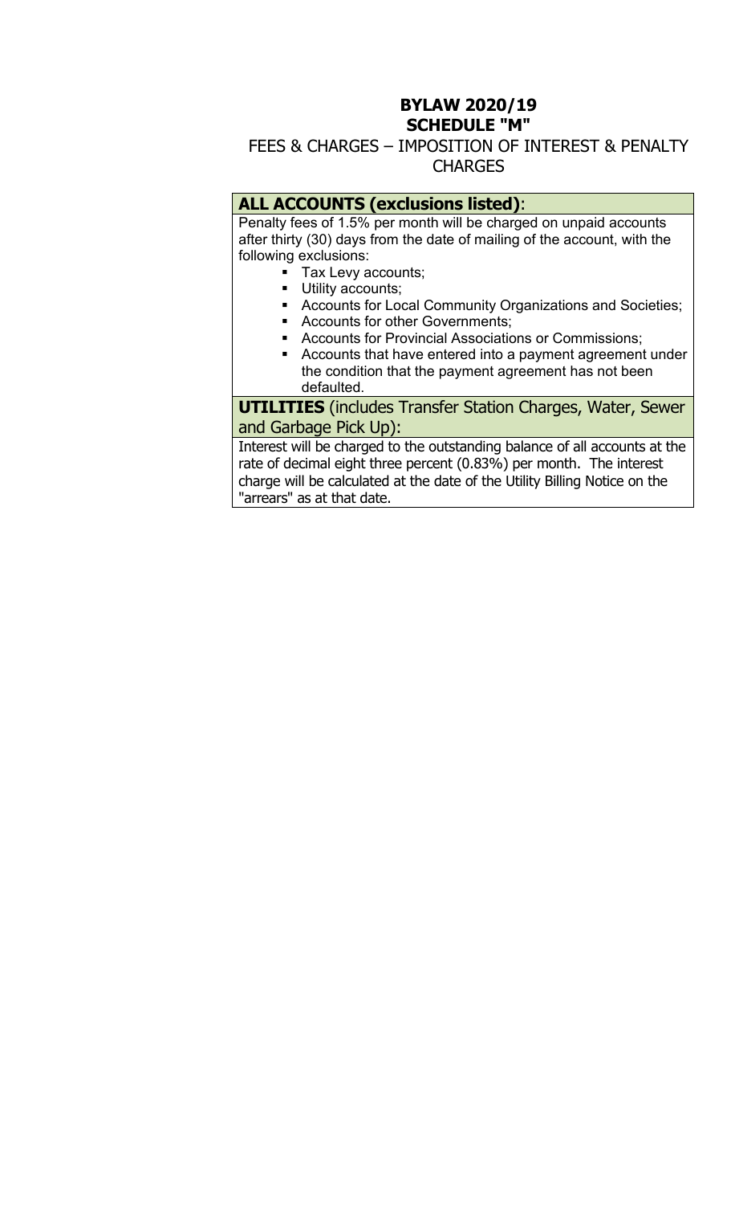# BYLAW 2020/19
# SCHEDULE "M"

## FEES & CHARGES – IMPOSITION OF INTEREST & PENALTY CHARGES

### ALL ACCOUNTS (exclusions listed):

Penalty fees of 1.5% per month will be charged on unpaid accounts after thirty (30) days from the date of mailing of the account, with the following exclusions:

- Tax Levy accounts;
- Utility accounts;
- Accounts for Local Community Organizations and Societies;
- Accounts for other Governments;
- Accounts for Provincial Associations or Commissions;
- Accounts that have entered into a payment agreement under the condition that the payment agreement has not been defaulted.

### UTILITIES (includes Transfer Station Charges, Water, Sewer and Garbage Pick Up):

Interest will be charged to the outstanding balance of all accounts at the rate of decimal eight three percent (0.83%) per month. The interest charge will be calculated at the date of the Utility Billing Notice on the "arrears" as at that date.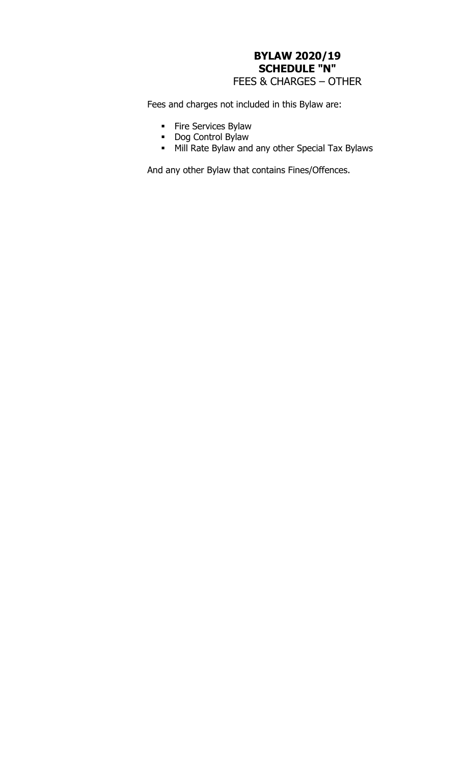# BYLAW 2020/19
## SCHEDULE "N"
### FEES & CHARGES – OTHER

Fees and charges not included in this Bylaw are:

- Fire Services Bylaw
- Dog Control Bylaw
- Mill Rate Bylaw and any other Special Tax Bylaws

And any other Bylaw that contains Fines/Offences.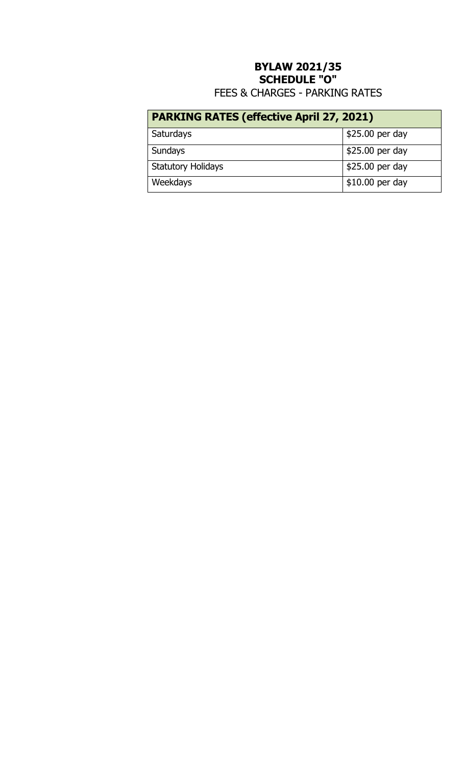**BYLAW 2021/35**
**SCHEDULE "O"**
FEES & CHARGES - PARKING RATES

| **PARKING RATES (effective April 27, 2021)** | |
|---|---|
| Saturdays | $25.00 per day |
| Sundays | $25.00 per day |
| Statutory Holidays | $25.00 per day |
| Weekdays | $10.00 per day |